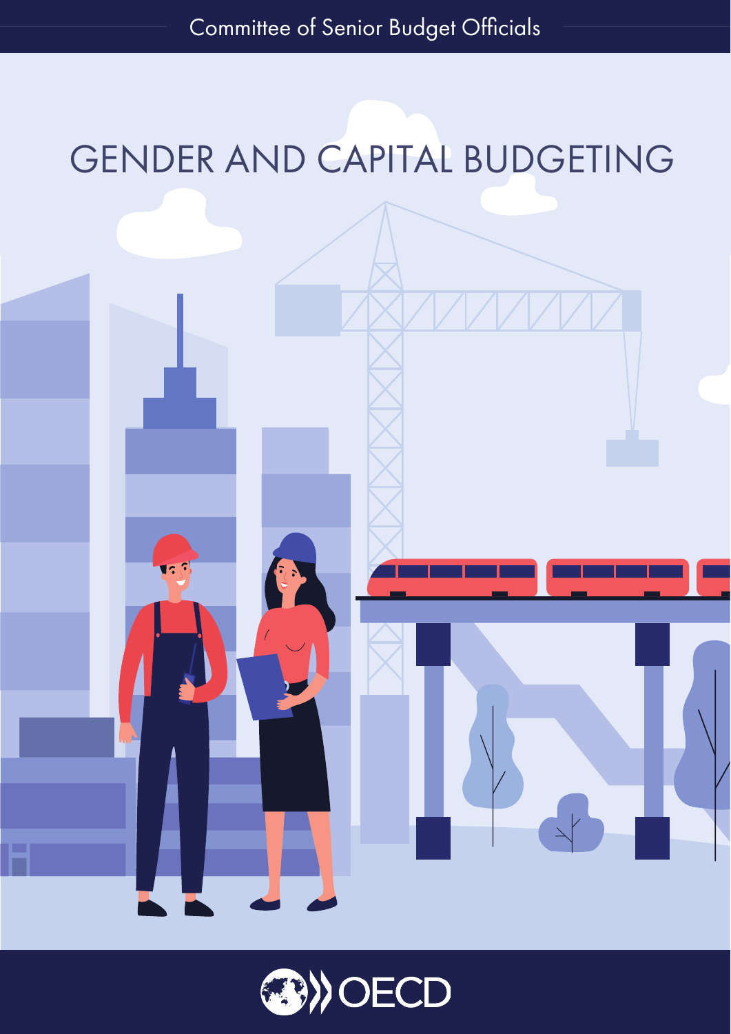Committee of Senior Budget Officials

# GENDER AND CAPITAL BUDGETING

OECD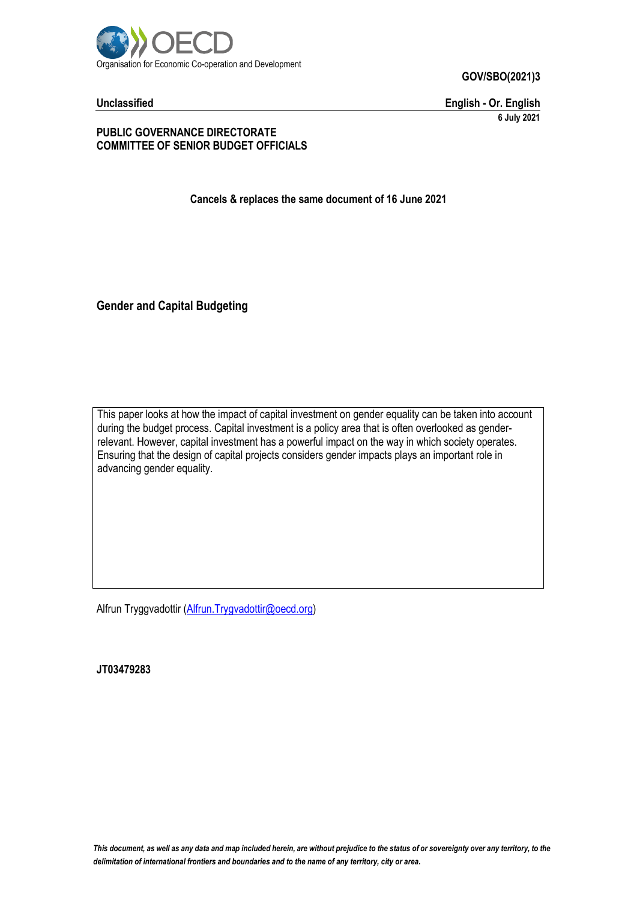GOV/SBO(2021)3

**Unclassified** | **English - Or. English**

**6 July 2021**

**PUBLIC GOVERNANCE DIRECTORATE**
**COMMITTEE OF SENIOR BUDGET OFFICIALS**

**Cancels & replaces the same document of 16 June 2021**

# Gender and Capital Budgeting

This paper looks at how the impact of capital investment on gender equality can be taken into account during the budget process. Capital investment is a policy area that is often overlooked as gender-relevant. However, capital investment has a powerful impact on the way in which society operates. Ensuring that the design of capital projects considers gender impacts plays an important role in advancing gender equality.

Alfrun Tryggvadottir (Alfrun.Trygvadottir@oecd.org)

**JT03479283**

*This document, as well as any data and map included herein, are without prejudice to the status of or sovereignty over any territory, to the delimitation of international frontiers and boundaries and to the name of any territory, city or area.*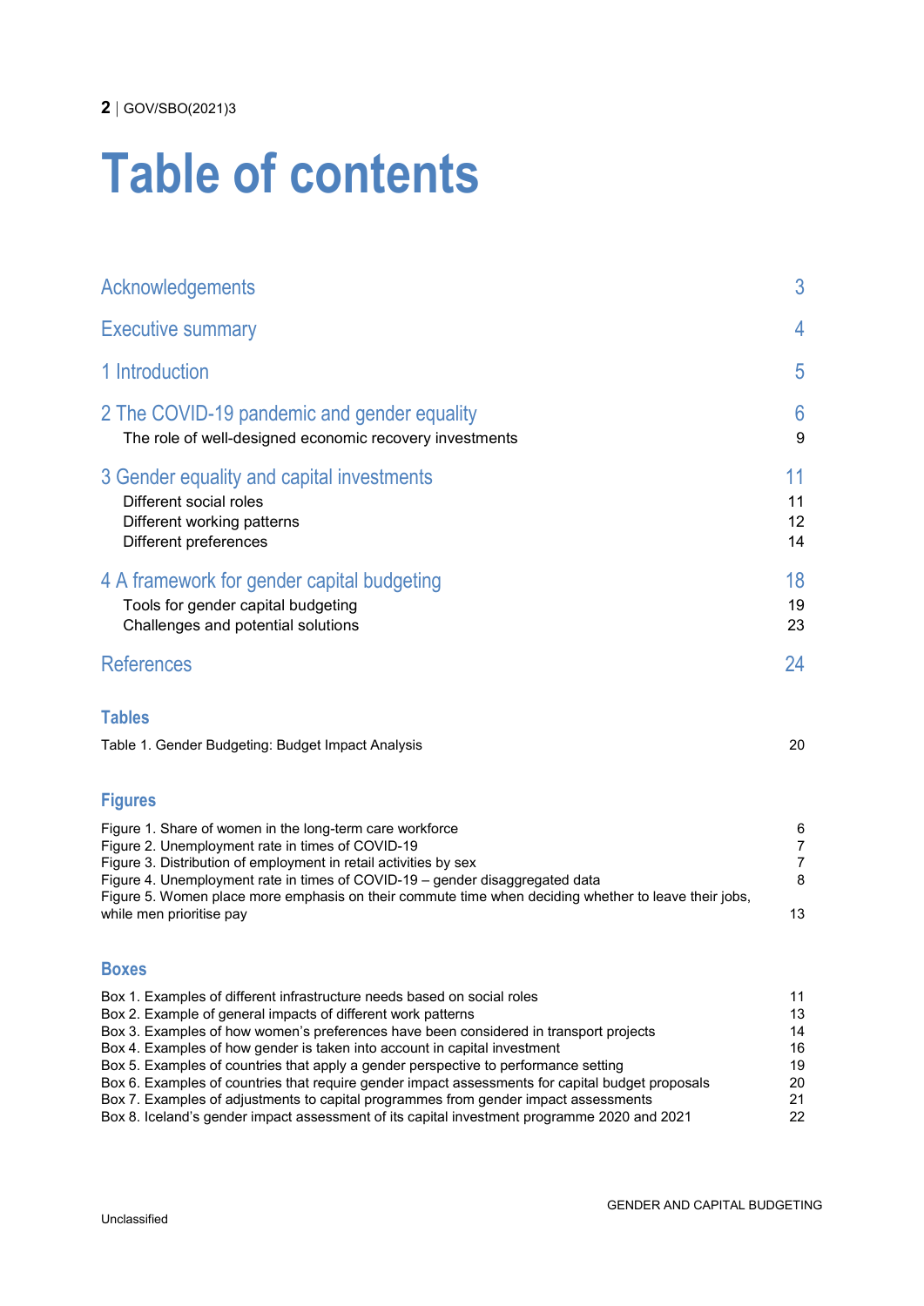# Table of contents

| | |
|---|---|
| Acknowledgements | 3 |
| Executive summary | 4 |
| 1 Introduction | 5 |
| 2 The COVID-19 pandemic and gender equality | 6 |
| The role of well-designed economic recovery investments | 9 |
| 3 Gender equality and capital investments | 11 |
| Different social roles | 11 |
| Different working patterns | 12 |
| Different preferences | 14 |
| 4 A framework for gender capital budgeting | 18 |
| Tools for gender capital budgeting | 19 |
| Challenges and potential solutions | 23 |
| References | 24 |

## Tables

| | |
|---|---|
| Table 1. Gender Budgeting: Budget Impact Analysis | 20 |

## Figures

| | |
|---|---|
| Figure 1. Share of women in the long-term care workforce | 6 |
| Figure 2. Unemployment rate in times of COVID-19 | 7 |
| Figure 3. Distribution of employment in retail activities by sex | 7 |
| Figure 4. Unemployment rate in times of COVID-19 – gender disaggregated data | 8 |
| Figure 5. Women place more emphasis on their commute time when deciding whether to leave their jobs, while men prioritise pay | 13 |

## Boxes

| | |
|---|---|
| Box 1. Examples of different infrastructure needs based on social roles | 11 |
| Box 2. Example of general impacts of different work patterns | 13 |
| Box 3. Examples of how women's preferences have been considered in transport projects | 14 |
| Box 4. Examples of how gender is taken into account in capital investment | 16 |
| Box 5. Examples of countries that apply a gender perspective to performance setting | 19 |
| Box 6. Examples of countries that require gender impact assessments for capital budget proposals | 20 |
| Box 7. Examples of adjustments to capital programmes from gender impact assessments | 21 |
| Box 8. Iceland's gender impact assessment of its capital investment programme 2020 and 2021 | 22 |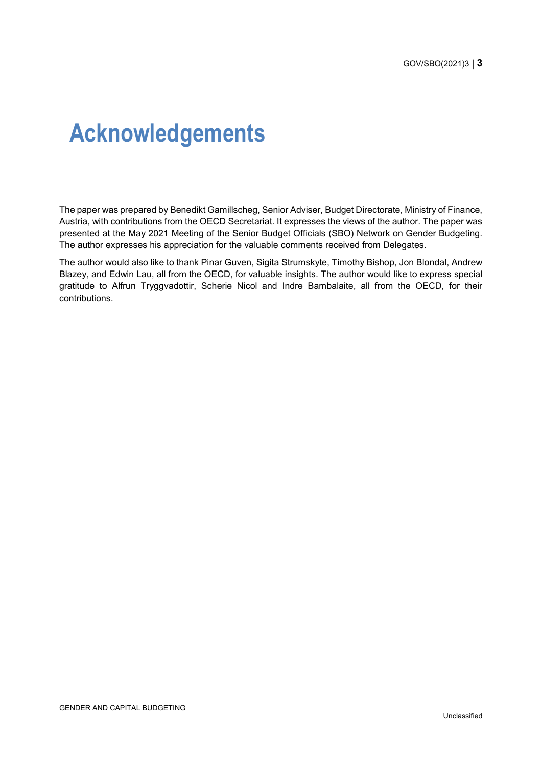# Acknowledgements

The paper was prepared by Benedikt Gamillscheg, Senior Adviser, Budget Directorate, Ministry of Finance, Austria, with contributions from the OECD Secretariat. It expresses the views of the author. The paper was presented at the May 2021 Meeting of the Senior Budget Officials (SBO) Network on Gender Budgeting. The author expresses his appreciation for the valuable comments received from Delegates.

The author would also like to thank Pinar Guven, Sigita Strumskyte, Timothy Bishop, Jon Blondal, Andrew Blazey, and Edwin Lau, all from the OECD, for valuable insights. The author would like to express special gratitude to Alfrun Tryggvadottir, Scherie Nicol and Indre Bambalaite, all from the OECD, for their contributions.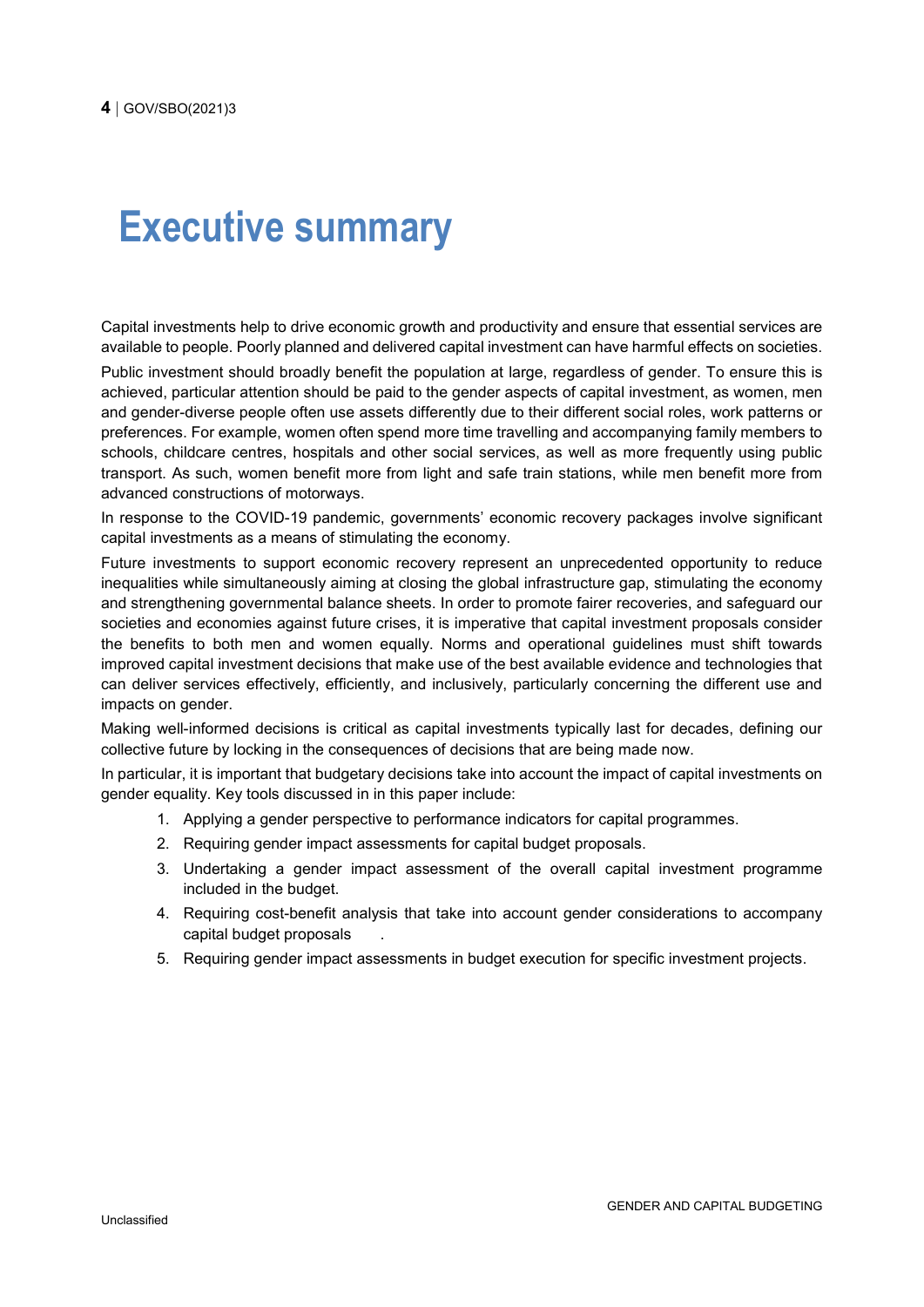# Executive summary

Capital investments help to drive economic growth and productivity and ensure that essential services are available to people. Poorly planned and delivered capital investment can have harmful effects on societies.

Public investment should broadly benefit the population at large, regardless of gender. To ensure this is achieved, particular attention should be paid to the gender aspects of capital investment, as women, men and gender-diverse people often use assets differently due to their different social roles, work patterns or preferences. For example, women often spend more time travelling and accompanying family members to schools, childcare centres, hospitals and other social services, as well as more frequently using public transport. As such, women benefit more from light and safe train stations, while men benefit more from advanced constructions of motorways.

In response to the COVID-19 pandemic, governments' economic recovery packages involve significant capital investments as a means of stimulating the economy.

Future investments to support economic recovery represent an unprecedented opportunity to reduce inequalities while simultaneously aiming at closing the global infrastructure gap, stimulating the economy and strengthening governmental balance sheets. In order to promote fairer recoveries, and safeguard our societies and economies against future crises, it is imperative that capital investment proposals consider the benefits to both men and women equally. Norms and operational guidelines must shift towards improved capital investment decisions that make use of the best available evidence and technologies that can deliver services effectively, efficiently, and inclusively, particularly concerning the different use and impacts on gender.

Making well-informed decisions is critical as capital investments typically last for decades, defining our collective future by locking in the consequences of decisions that are being made now.

In particular, it is important that budgetary decisions take into account the impact of capital investments on gender equality. Key tools discussed in in this paper include:

1. Applying a gender perspective to performance indicators for capital programmes.
2. Requiring gender impact assessments for capital budget proposals.
3. Undertaking a gender impact assessment of the overall capital investment programme included in the budget.
4. Requiring cost-benefit analysis that take into account gender considerations to accompany capital budget proposals .
5. Requiring gender impact assessments in budget execution for specific investment projects.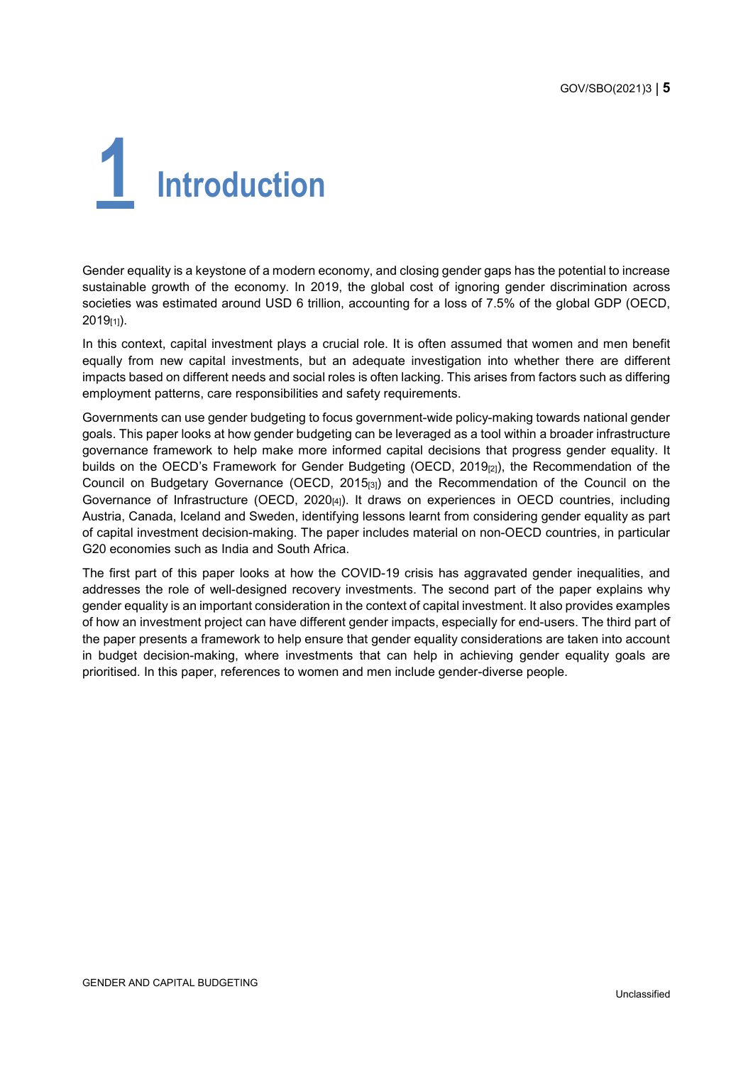# 1 Introduction

Gender equality is a keystone of a modern economy, and closing gender gaps has the potential to increase sustainable growth of the economy. In 2019, the global cost of ignoring gender discrimination across societies was estimated around USD 6 trillion, accounting for a loss of 7.5% of the global GDP (OECD, 2019[1]).

In this context, capital investment plays a crucial role. It is often assumed that women and men benefit equally from new capital investments, but an adequate investigation into whether there are different impacts based on different needs and social roles is often lacking. This arises from factors such as differing employment patterns, care responsibilities and safety requirements.

Governments can use gender budgeting to focus government-wide policy-making towards national gender goals. This paper looks at how gender budgeting can be leveraged as a tool within a broader infrastructure governance framework to help make more informed capital decisions that progress gender equality. It builds on the OECD's Framework for Gender Budgeting (OECD, 2019[2]), the Recommendation of the Council on Budgetary Governance (OECD, 2015[3]) and the Recommendation of the Council on the Governance of Infrastructure (OECD, 2020[4]). It draws on experiences in OECD countries, including Austria, Canada, Iceland and Sweden, identifying lessons learnt from considering gender equality as part of capital investment decision-making. The paper includes material on non-OECD countries, in particular G20 economies such as India and South Africa.

The first part of this paper looks at how the COVID-19 crisis has aggravated gender inequalities, and addresses the role of well-designed recovery investments. The second part of the paper explains why gender equality is an important consideration in the context of capital investment. It also provides examples of how an investment project can have different gender impacts, especially for end-users. The third part of the paper presents a framework to help ensure that gender equality considerations are taken into account in budget decision-making, where investments that can help in achieving gender equality goals are prioritised. In this paper, references to women and men include gender-diverse people.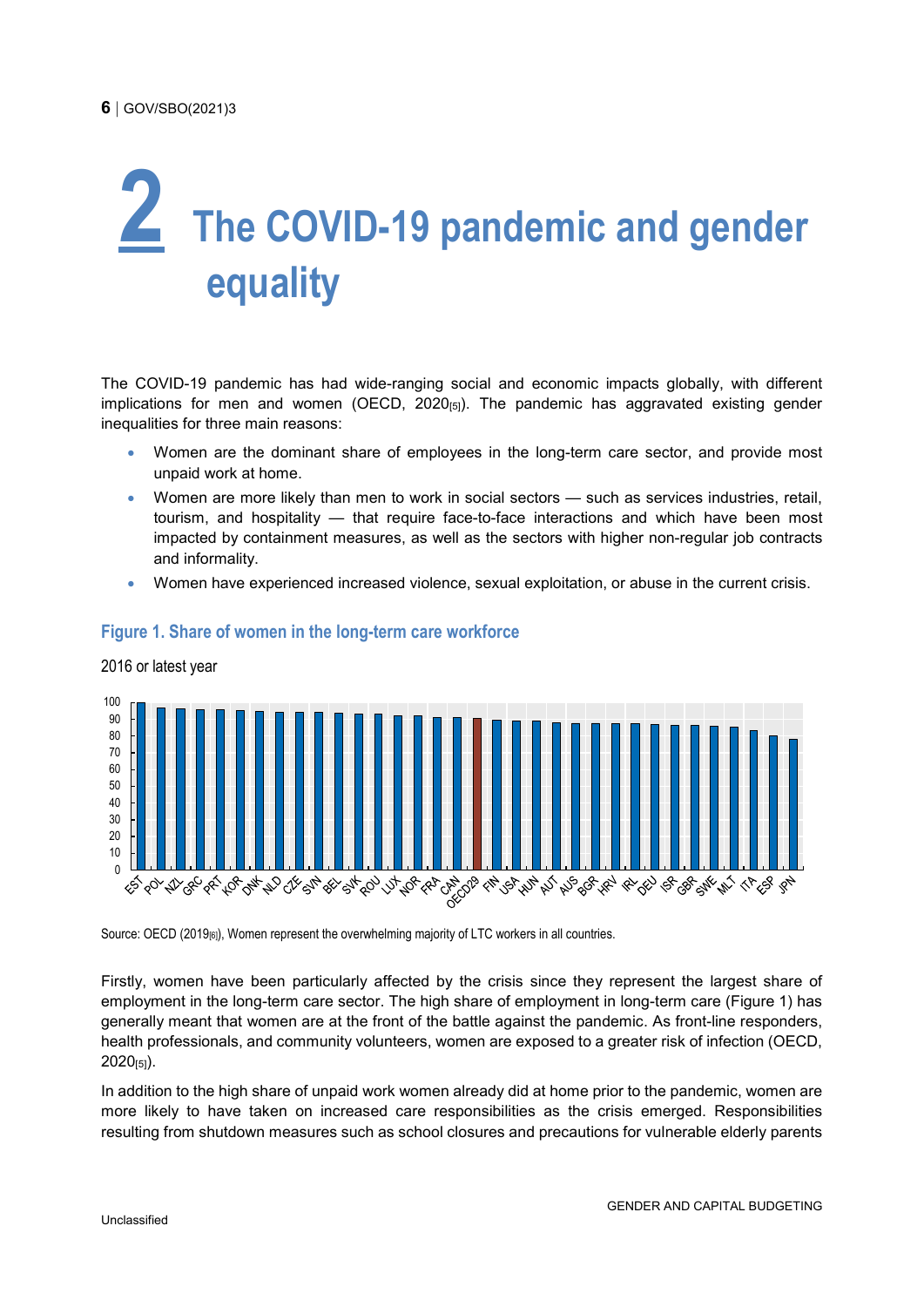# 2 The COVID-19 pandemic and gender equality

The COVID-19 pandemic has had wide-ranging social and economic impacts globally, with different implications for men and women (OECD, 2020[5]). The pandemic has aggravated existing gender inequalities for three main reasons:

- Women are the dominant share of employees in the long-term care sector, and provide most unpaid work at home.
- Women are more likely than men to work in social sectors — such as services industries, retail, tourism, and hospitality — that require face-to-face interactions and which have been most impacted by containment measures, as well as the sectors with higher non-regular job contracts and informality.
- Women have experienced increased violence, sexual exploitation, or abuse in the current crisis.

### Figure 1. Share of women in the long-term care workforce

2016 or latest year

Source: OECD (2019[6]), Women represent the overwhelming majority of LTC workers in all countries.

Firstly, women have been particularly affected by the crisis since they represent the largest share of employment in the long-term care sector. The high share of employment in long-term care (Figure 1) has generally meant that women are at the front of the battle against the pandemic. As front-line responders, health professionals, and community volunteers, women are exposed to a greater risk of infection (OECD, 2020[5]).

In addition to the high share of unpaid work women already did at home prior to the pandemic, women are more likely to have taken on increased care responsibilities as the crisis emerged. Responsibilities resulting from shutdown measures such as school closures and precautions for vulnerable elderly parents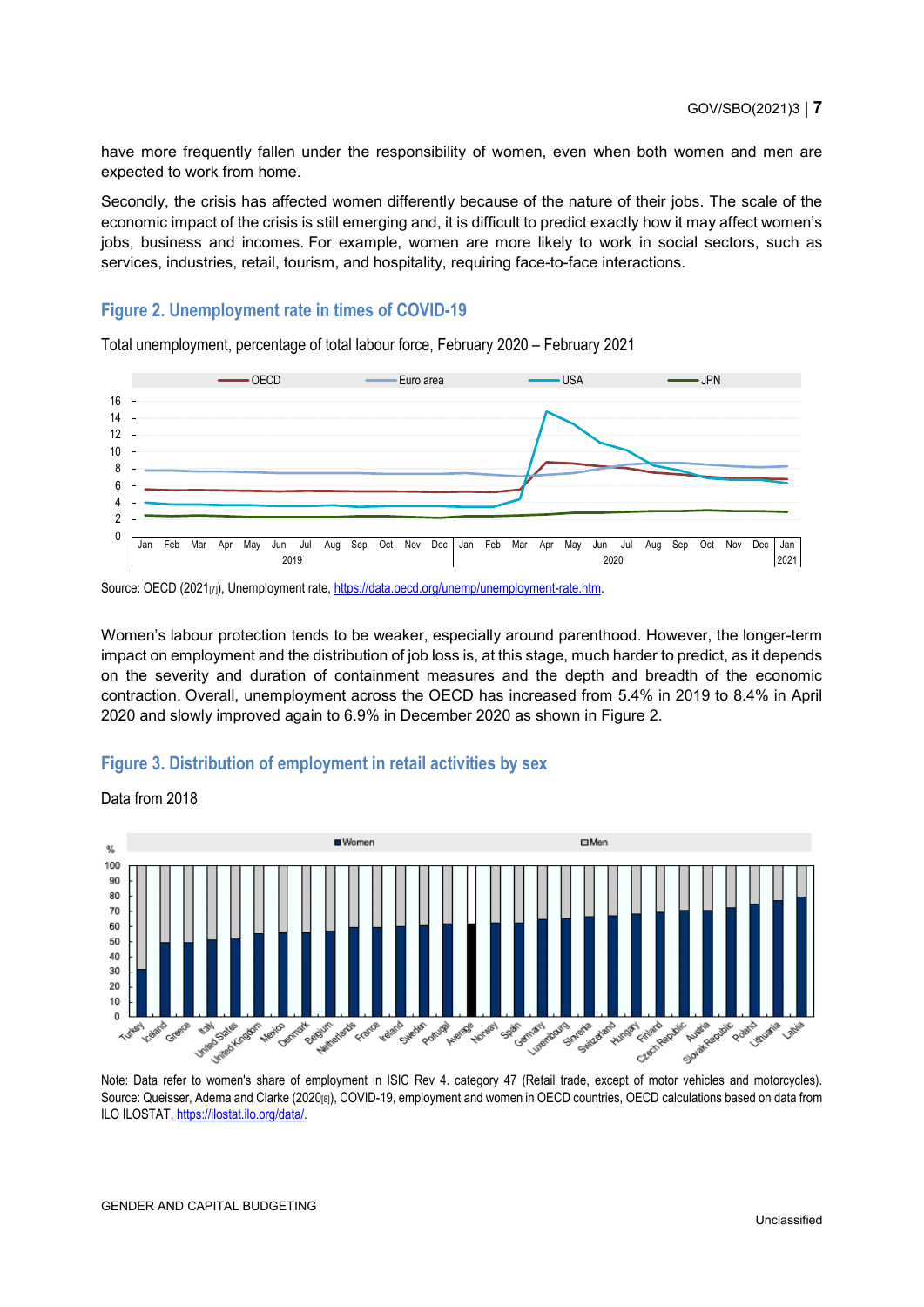have more frequently fallen under the responsibility of women, even when both women and men are expected to work from home.

Secondly, the crisis has affected women differently because of the nature of their jobs. The scale of the economic impact of the crisis is still emerging and, it is difficult to predict exactly how it may affect women's jobs, business and incomes. For example, women are more likely to work in social sectors, such as services, industries, retail, tourism, and hospitality, requiring face-to-face interactions.

### Figure 2. Unemployment rate in times of COVID-19

Total unemployment, percentage of total labour force, February 2020 – February 2021

Source: OECD (2021[7]), Unemployment rate, https://data.oecd.org/unemp/unemployment-rate.htm.

Women's labour protection tends to be weaker, especially around parenthood. However, the longer-term impact on employment and the distribution of job loss is, at this stage, much harder to predict, as it depends on the severity and duration of containment measures and the depth and breadth of the economic contraction. Overall, unemployment across the OECD has increased from 5.4% in 2019 to 8.4% in April 2020 and slowly improved again to 6.9% in December 2020 as shown in Figure 2.

### Figure 3. Distribution of employment in retail activities by sex

Data from 2018

Note: Data refer to women's share of employment in ISIC Rev 4. category 47 (Retail trade, except of motor vehicles and motorcycles).
Source: Queisser, Adema and Clarke (2020[8]), COVID-19, employment and women in OECD countries, OECD calculations based on data from ILO ILOSTAT, https://ilostat.ilo.org/data/.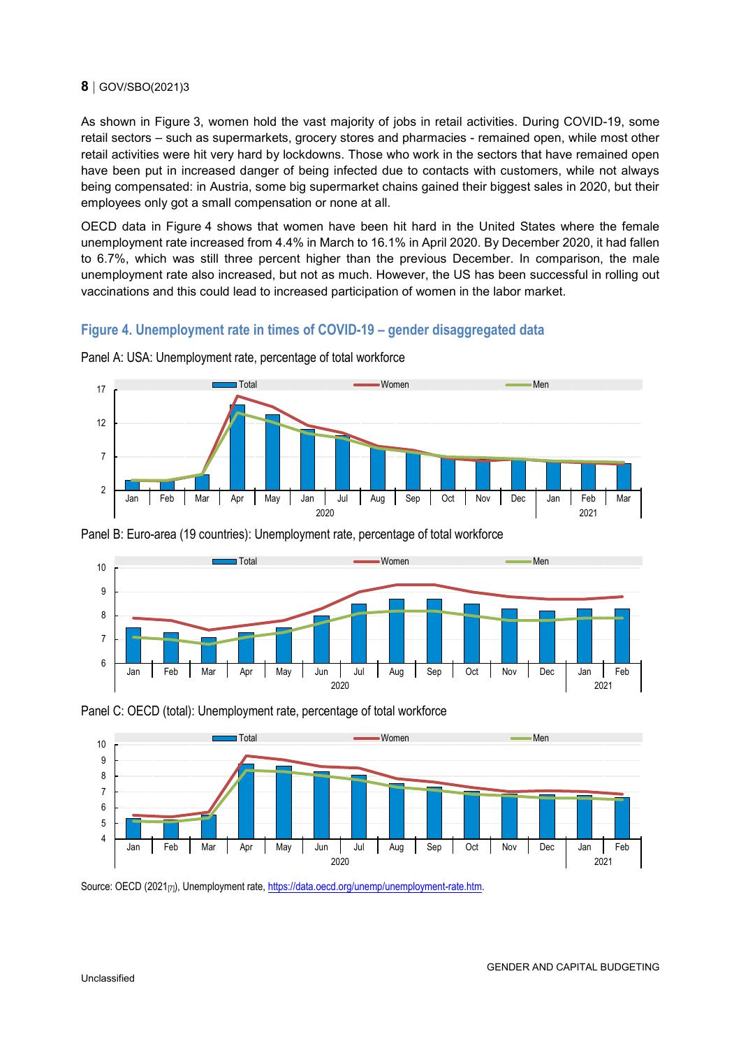As shown in Figure 3, women hold the vast majority of jobs in retail activities. During COVID-19, some retail sectors – such as supermarkets, grocery stores and pharmacies - remained open, while most other retail activities were hit very hard by lockdowns. Those who work in the sectors that have remained open have been put in increased danger of being infected due to contacts with customers, while not always being compensated: in Austria, some big supermarket chains gained their biggest sales in 2020, but their employees only got a small compensation or none at all.

OECD data in Figure 4 shows that women have been hit hard in the United States where the female unemployment rate increased from 4.4% in March to 16.1% in April 2020. By December 2020, it had fallen to 6.7%, which was still three percent higher than the previous December. In comparison, the male unemployment rate also increased, but not as much. However, the US has been successful in rolling out vaccinations and this could lead to increased participation of women in the labor market.

### Figure 4. Unemployment rate in times of COVID-19 – gender disaggregated data

Panel A: USA: Unemployment rate, percentage of total workforce

Panel B: Euro-area (19 countries): Unemployment rate, percentage of total workforce

Panel C: OECD (total): Unemployment rate, percentage of total workforce

Source: OECD (2021[7]), Unemployment rate, https://data.oecd.org/unemp/unemployment-rate.htm.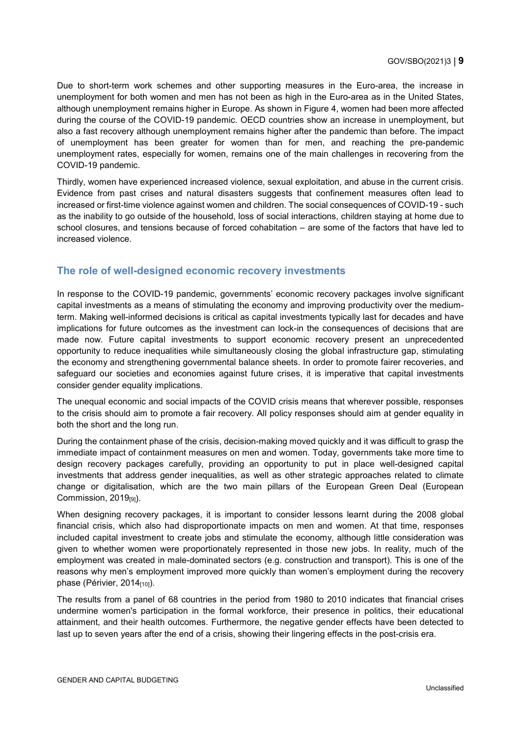Due to short-term work schemes and other supporting measures in the Euro-area, the increase in unemployment for both women and men has not been as high in the Euro-area as in the United States, although unemployment remains higher in Europe. As shown in Figure 4, women had been more affected during the course of the COVID-19 pandemic. OECD countries show an increase in unemployment, but also a fast recovery although unemployment remains higher after the pandemic than before. The impact of unemployment has been greater for women than for men, and reaching the pre-pandemic unemployment rates, especially for women, remains one of the main challenges in recovering from the COVID-19 pandemic.

Thirdly, women have experienced increased violence, sexual exploitation, and abuse in the current crisis. Evidence from past crises and natural disasters suggests that confinement measures often lead to increased or first-time violence against women and children. The social consequences of COVID-19 - such as the inability to go outside of the household, loss of social interactions, children staying at home due to school closures, and tensions because of forced cohabitation – are some of the factors that have led to increased violence.

## The role of well-designed economic recovery investments

In response to the COVID-19 pandemic, governments' economic recovery packages involve significant capital investments as a means of stimulating the economy and improving productivity over the medium-term. Making well-informed decisions is critical as capital investments typically last for decades and have implications for future outcomes as the investment can lock-in the consequences of decisions that are made now. Future capital investments to support economic recovery present an unprecedented opportunity to reduce inequalities while simultaneously closing the global infrastructure gap, stimulating the economy and strengthening governmental balance sheets. In order to promote fairer recoveries, and safeguard our societies and economies against future crises, it is imperative that capital investments consider gender equality implications.

The unequal economic and social impacts of the COVID crisis means that wherever possible, responses to the crisis should aim to promote a fair recovery. All policy responses should aim at gender equality in both the short and the long run.

During the containment phase of the crisis, decision-making moved quickly and it was difficult to grasp the immediate impact of containment measures on men and women. Today, governments take more time to design recovery packages carefully, providing an opportunity to put in place well-designed capital investments that address gender inequalities, as well as other strategic approaches related to climate change or digitalisation, which are the two main pillars of the European Green Deal (European Commission, 2019[9]).

When designing recovery packages, it is important to consider lessons learnt during the 2008 global financial crisis, which also had disproportionate impacts on men and women. At that time, responses included capital investment to create jobs and stimulate the economy, although little consideration was given to whether women were proportionately represented in those new jobs. In reality, much of the employment was created in male-dominated sectors (e.g. construction and transport). This is one of the reasons why men's employment improved more quickly than women's employment during the recovery phase (Périvier, 2014[10]).

The results from a panel of 68 countries in the period from 1980 to 2010 indicates that financial crises undermine women's participation in the formal workforce, their presence in politics, their educational attainment, and their health outcomes. Furthermore, the negative gender effects have been detected to last up to seven years after the end of a crisis, showing their lingering effects in the post-crisis era.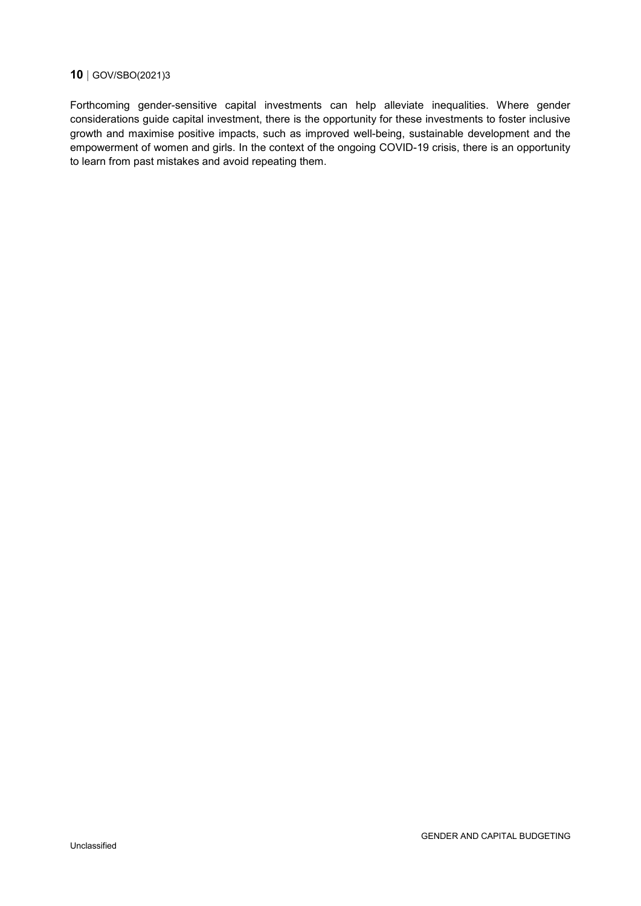Forthcoming gender-sensitive capital investments can help alleviate inequalities. Where gender considerations guide capital investment, there is the opportunity for these investments to foster inclusive growth and maximise positive impacts, such as improved well-being, sustainable development and the empowerment of women and girls. In the context of the ongoing COVID-19 crisis, there is an opportunity to learn from past mistakes and avoid repeating them.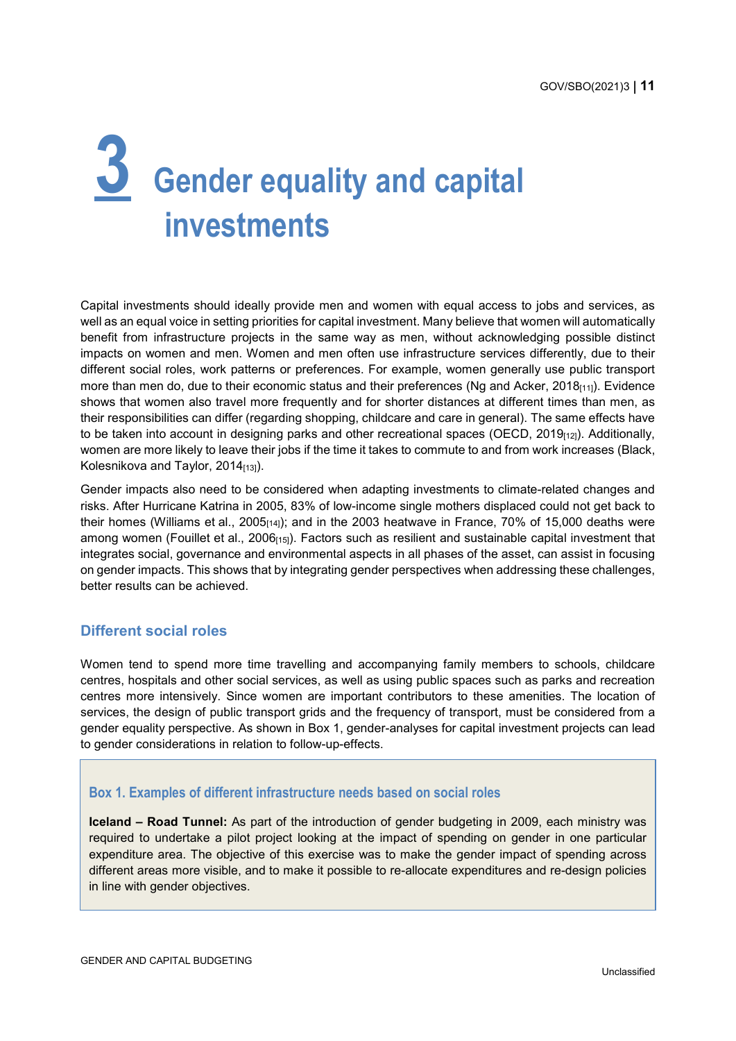# 3 Gender equality and capital investments

Capital investments should ideally provide men and women with equal access to jobs and services, as well as an equal voice in setting priorities for capital investment. Many believe that women will automatically benefit from infrastructure projects in the same way as men, without acknowledging possible distinct impacts on women and men. Women and men often use infrastructure services differently, due to their different social roles, work patterns or preferences. For example, women generally use public transport more than men do, due to their economic status and their preferences (Ng and Acker, 2018[11]). Evidence shows that women also travel more frequently and for shorter distances at different times than men, as their responsibilities can differ (regarding shopping, childcare and care in general). The same effects have to be taken into account in designing parks and other recreational spaces (OECD, 2019[12]). Additionally, women are more likely to leave their jobs if the time it takes to commute to and from work increases (Black, Kolesnikova and Taylor, 2014[13]).

Gender impacts also need to be considered when adapting investments to climate-related changes and risks. After Hurricane Katrina in 2005, 83% of low-income single mothers displaced could not get back to their homes (Williams et al., 2005[14]); and in the 2003 heatwave in France, 70% of 15,000 deaths were among women (Fouillet et al., 2006[15]). Factors such as resilient and sustainable capital investment that integrates social, governance and environmental aspects in all phases of the asset, can assist in focusing on gender impacts. This shows that by integrating gender perspectives when addressing these challenges, better results can be achieved.

## Different social roles

Women tend to spend more time travelling and accompanying family members to schools, childcare centres, hospitals and other social services, as well as using public spaces such as parks and recreation centres more intensively. Since women are important contributors to these amenities. The location of services, the design of public transport grids and the frequency of transport, must be considered from a gender equality perspective. As shown in Box 1, gender-analyses for capital investment projects can lead to gender considerations in relation to follow-up-effects.

### Box 1. Examples of different infrastructure needs based on social roles

**Iceland – Road Tunnel:** As part of the introduction of gender budgeting in 2009, each ministry was required to undertake a pilot project looking at the impact of spending on gender in one particular expenditure area. The objective of this exercise was to make the gender impact of spending across different areas more visible, and to make it possible to re-allocate expenditures and re-design policies in line with gender objectives.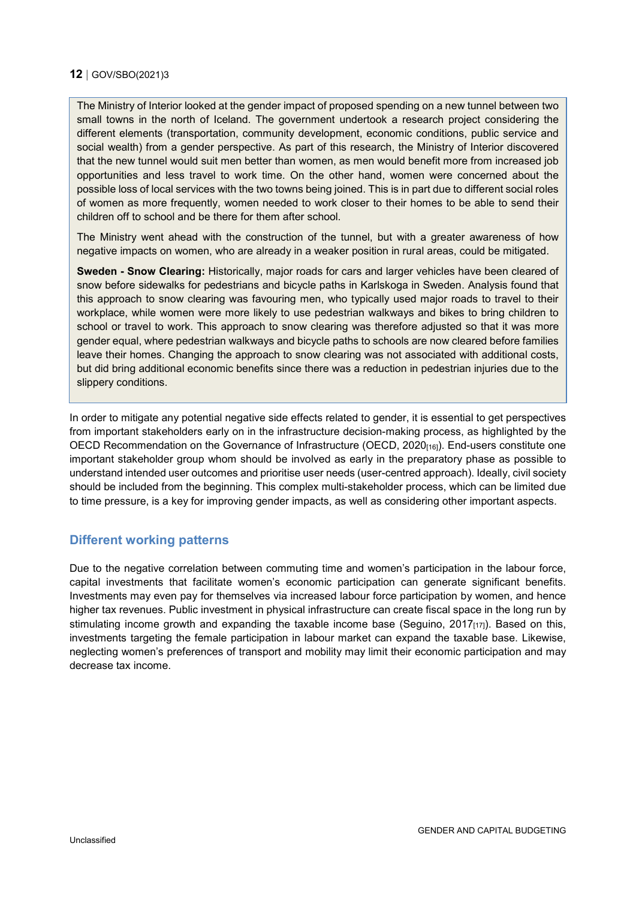The Ministry of Interior looked at the gender impact of proposed spending on a new tunnel between two small towns in the north of Iceland. The government undertook a research project considering the different elements (transportation, community development, economic conditions, public service and social wealth) from a gender perspective. As part of this research, the Ministry of Interior discovered that the new tunnel would suit men better than women, as men would benefit more from increased job opportunities and less travel to work time. On the other hand, women were concerned about the possible loss of local services with the two towns being joined. This is in part due to different social roles of women as more frequently, women needed to work closer to their homes to be able to send their children off to school and be there for them after school.

The Ministry went ahead with the construction of the tunnel, but with a greater awareness of how negative impacts on women, who are already in a weaker position in rural areas, could be mitigated.

**Sweden - Snow Clearing:** Historically, major roads for cars and larger vehicles have been cleared of snow before sidewalks for pedestrians and bicycle paths in Karlskoga in Sweden. Analysis found that this approach to snow clearing was favouring men, who typically used major roads to travel to their workplace, while women were more likely to use pedestrian walkways and bikes to bring children to school or travel to work. This approach to snow clearing was therefore adjusted so that it was more gender equal, where pedestrian walkways and bicycle paths to schools are now cleared before families leave their homes. Changing the approach to snow clearing was not associated with additional costs, but did bring additional economic benefits since there was a reduction in pedestrian injuries due to the slippery conditions.

In order to mitigate any potential negative side effects related to gender, it is essential to get perspectives from important stakeholders early on in the infrastructure decision-making process, as highlighted by the OECD Recommendation on the Governance of Infrastructure (OECD, 2020[16]). End-users constitute one important stakeholder group whom should be involved as early in the preparatory phase as possible to understand intended user outcomes and prioritise user needs (user-centred approach). Ideally, civil society should be included from the beginning. This complex multi-stakeholder process, which can be limited due to time pressure, is a key for improving gender impacts, as well as considering other important aspects.

## Different working patterns

Due to the negative correlation between commuting time and women's participation in the labour force, capital investments that facilitate women's economic participation can generate significant benefits. Investments may even pay for themselves via increased labour force participation by women, and hence higher tax revenues. Public investment in physical infrastructure can create fiscal space in the long run by stimulating income growth and expanding the taxable income base (Seguino, 2017[17]). Based on this, investments targeting the female participation in labour market can expand the taxable base. Likewise, neglecting women's preferences of transport and mobility may limit their economic participation and may decrease tax income.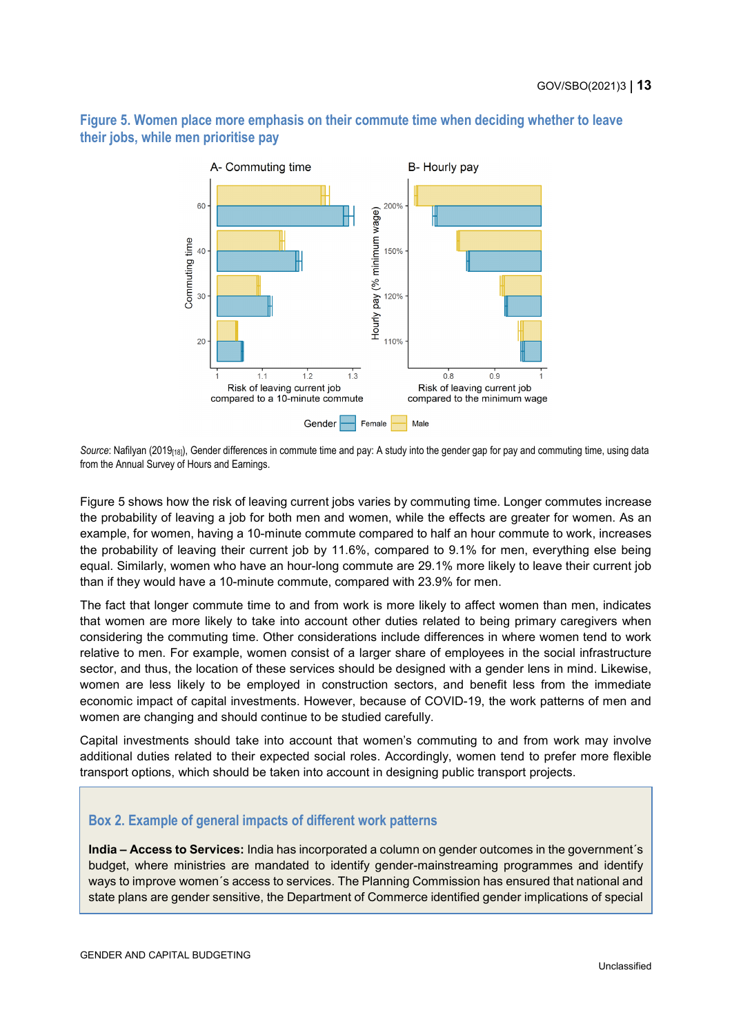**Figure 5. Women place more emphasis on their commute time when deciding whether to leave their jobs, while men prioritise pay**

*Source*: Nafilyan (2019[18]), Gender differences in commute time and pay: A study into the gender gap for pay and commuting time, using data from the Annual Survey of Hours and Earnings.

Figure 5 shows how the risk of leaving current jobs varies by commuting time. Longer commutes increase the probability of leaving a job for both men and women, while the effects are greater for women. As an example, for women, having a 10-minute commute compared to half an hour commute to work, increases the probability of leaving their current job by 11.6%, compared to 9.1% for men, everything else being equal. Similarly, women who have an hour-long commute are 29.1% more likely to leave their current job than if they would have a 10-minute commute, compared with 23.9% for men.

The fact that longer commute time to and from work is more likely to affect women than men, indicates that women are more likely to take into account other duties related to being primary caregivers when considering the commuting time. Other considerations include differences in where women tend to work relative to men. For example, women consist of a larger share of employees in the social infrastructure sector, and thus, the location of these services should be designed with a gender lens in mind. Likewise, women are less likely to be employed in construction sectors, and benefit less from the immediate economic impact of capital investments. However, because of COVID-19, the work patterns of men and women are changing and should continue to be studied carefully.

Capital investments should take into account that women's commuting to and from work may involve additional duties related to their expected social roles. Accordingly, women tend to prefer more flexible transport options, which should be taken into account in designing public transport projects.

**Box 2. Example of general impacts of different work patterns**

**India – Access to Services:** India has incorporated a column on gender outcomes in the government´s budget, where ministries are mandated to identify gender-mainstreaming programmes and identify ways to improve women´s access to services. The Planning Commission has ensured that national and state plans are gender sensitive, the Department of Commerce identified gender implications of special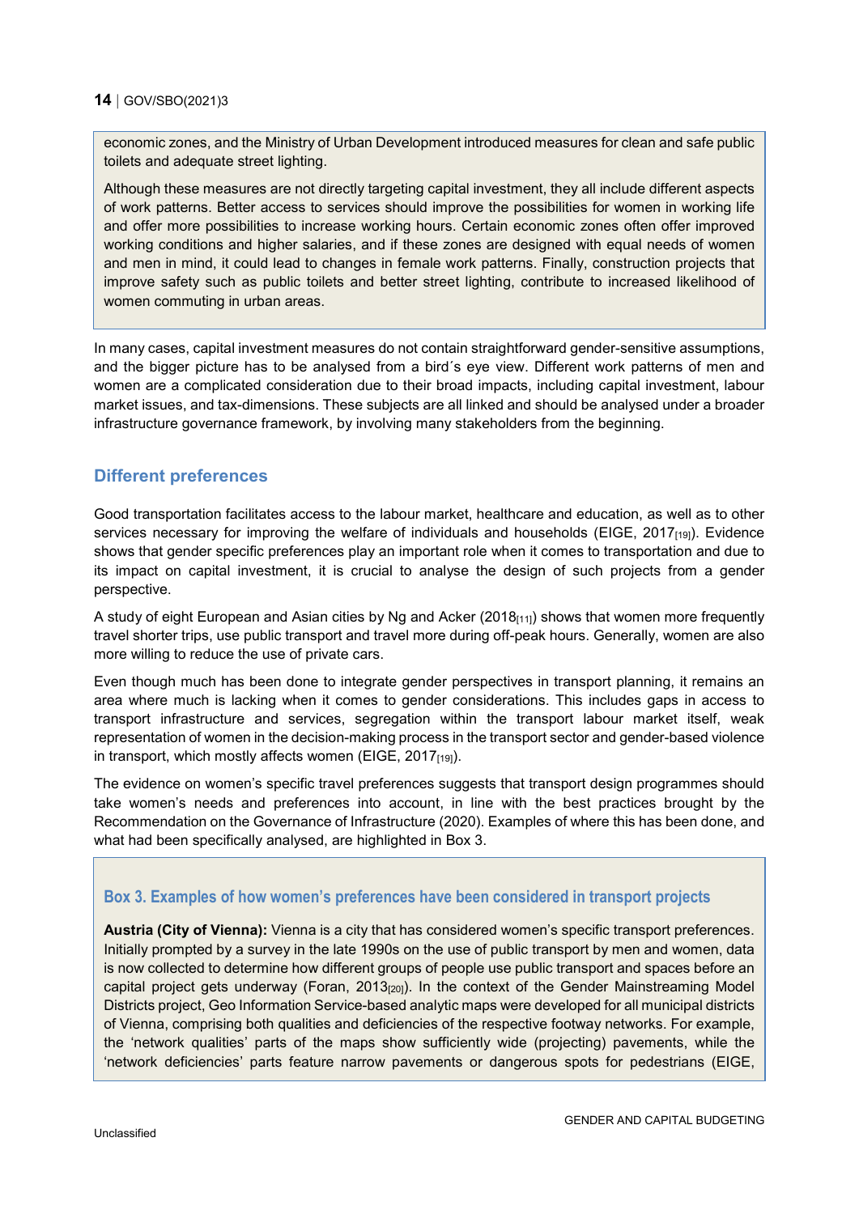economic zones, and the Ministry of Urban Development introduced measures for clean and safe public toilets and adequate street lighting.

Although these measures are not directly targeting capital investment, they all include different aspects of work patterns. Better access to services should improve the possibilities for women in working life and offer more possibilities to increase working hours. Certain economic zones often offer improved working conditions and higher salaries, and if these zones are designed with equal needs of women and men in mind, it could lead to changes in female work patterns. Finally, construction projects that improve safety such as public toilets and better street lighting, contribute to increased likelihood of women commuting in urban areas.

In many cases, capital investment measures do not contain straightforward gender-sensitive assumptions, and the bigger picture has to be analysed from a bird´s eye view. Different work patterns of men and women are a complicated consideration due to their broad impacts, including capital investment, labour market issues, and tax-dimensions. These subjects are all linked and should be analysed under a broader infrastructure governance framework, by involving many stakeholders from the beginning.

## Different preferences

Good transportation facilitates access to the labour market, healthcare and education, as well as to other services necessary for improving the welfare of individuals and households (EIGE, 2017[19]). Evidence shows that gender specific preferences play an important role when it comes to transportation and due to its impact on capital investment, it is crucial to analyse the design of such projects from a gender perspective.

A study of eight European and Asian cities by Ng and Acker (2018[11]) shows that women more frequently travel shorter trips, use public transport and travel more during off-peak hours. Generally, women are also more willing to reduce the use of private cars.

Even though much has been done to integrate gender perspectives in transport planning, it remains an area where much is lacking when it comes to gender considerations. This includes gaps in access to transport infrastructure and services, segregation within the transport labour market itself, weak representation of women in the decision-making process in the transport sector and gender-based violence in transport, which mostly affects women (EIGE, 2017[19]).

The evidence on women's specific travel preferences suggests that transport design programmes should take women's needs and preferences into account, in line with the best practices brought by the Recommendation on the Governance of Infrastructure (2020). Examples of where this has been done, and what had been specifically analysed, are highlighted in Box 3.

### Box 3. Examples of how women's preferences have been considered in transport projects

**Austria (City of Vienna):** Vienna is a city that has considered women's specific transport preferences. Initially prompted by a survey in the late 1990s on the use of public transport by men and women, data is now collected to determine how different groups of people use public transport and spaces before an capital project gets underway (Foran, 2013[20]). In the context of the Gender Mainstreaming Model Districts project, Geo Information Service-based analytic maps were developed for all municipal districts of Vienna, comprising both qualities and deficiencies of the respective footway networks. For example, the 'network qualities' parts of the maps show sufficiently wide (projecting) pavements, while the 'network deficiencies' parts feature narrow pavements or dangerous spots for pedestrians (EIGE,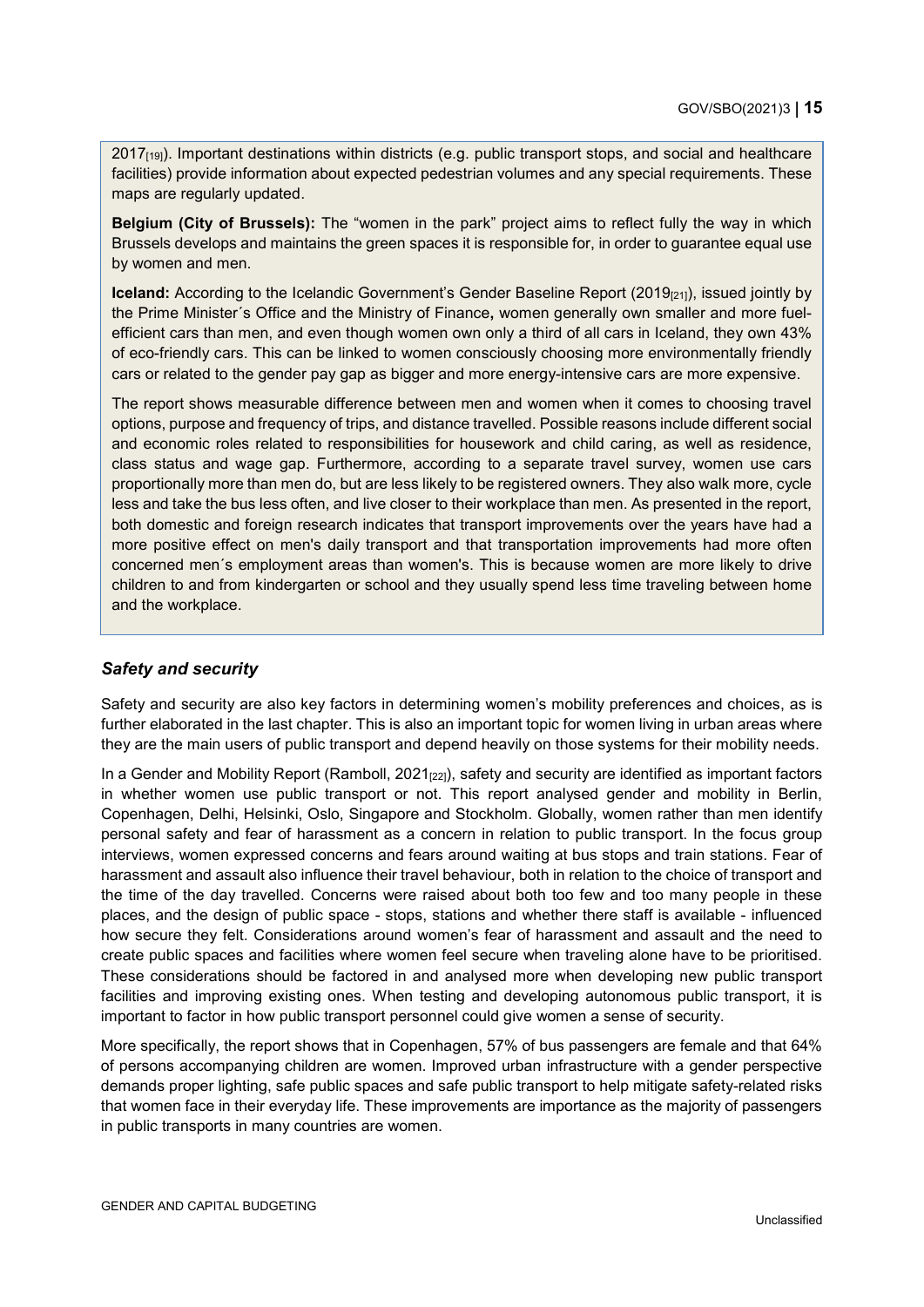2017[19]). Important destinations within districts (e.g. public transport stops, and social and healthcare facilities) provide information about expected pedestrian volumes and any special requirements. These maps are regularly updated.

**Belgium (City of Brussels):** The "women in the park" project aims to reflect fully the way in which Brussels develops and maintains the green spaces it is responsible for, in order to guarantee equal use by women and men.

**Iceland:** According to the Icelandic Government's Gender Baseline Report (2019[21]), issued jointly by the Prime Minister´s Office and the Ministry of Finance**,** women generally own smaller and more fuel-efficient cars than men, and even though women own only a third of all cars in Iceland, they own 43% of eco-friendly cars. This can be linked to women consciously choosing more environmentally friendly cars or related to the gender pay gap as bigger and more energy-intensive cars are more expensive.

The report shows measurable difference between men and women when it comes to choosing travel options, purpose and frequency of trips, and distance travelled. Possible reasons include different social and economic roles related to responsibilities for housework and child caring, as well as residence, class status and wage gap. Furthermore, according to a separate travel survey, women use cars proportionally more than men do, but are less likely to be registered owners. They also walk more, cycle less and take the bus less often, and live closer to their workplace than men. As presented in the report, both domestic and foreign research indicates that transport improvements over the years have had a more positive effect on men's daily transport and that transportation improvements had more often concerned men´s employment areas than women's. This is because women are more likely to drive children to and from kindergarten or school and they usually spend less time traveling between home and the workplace.

### *Safety and security*

Safety and security are also key factors in determining women's mobility preferences and choices, as is further elaborated in the last chapter. This is also an important topic for women living in urban areas where they are the main users of public transport and depend heavily on those systems for their mobility needs.

In a Gender and Mobility Report (Ramboll, 2021[22]), safety and security are identified as important factors in whether women use public transport or not. This report analysed gender and mobility in Berlin, Copenhagen, Delhi, Helsinki, Oslo, Singapore and Stockholm. Globally, women rather than men identify personal safety and fear of harassment as a concern in relation to public transport. In the focus group interviews, women expressed concerns and fears around waiting at bus stops and train stations. Fear of harassment and assault also influence their travel behaviour, both in relation to the choice of transport and the time of the day travelled. Concerns were raised about both too few and too many people in these places, and the design of public space - stops, stations and whether there staff is available - influenced how secure they felt. Considerations around women's fear of harassment and assault and the need to create public spaces and facilities where women feel secure when traveling alone have to be prioritised. These considerations should be factored in and analysed more when developing new public transport facilities and improving existing ones. When testing and developing autonomous public transport, it is important to factor in how public transport personnel could give women a sense of security.

More specifically, the report shows that in Copenhagen, 57% of bus passengers are female and that 64% of persons accompanying children are women. Improved urban infrastructure with a gender perspective demands proper lighting, safe public spaces and safe public transport to help mitigate safety-related risks that women face in their everyday life. These improvements are importance as the majority of passengers in public transports in many countries are women.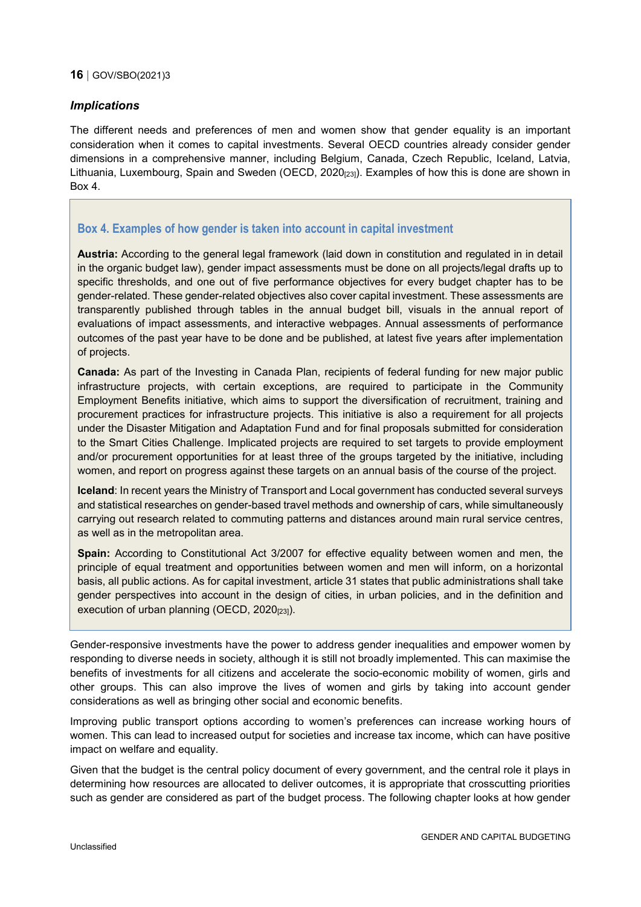### *Implications*

The different needs and preferences of men and women show that gender equality is an important consideration when it comes to capital investments. Several OECD countries already consider gender dimensions in a comprehensive manner, including Belgium, Canada, Czech Republic, Iceland, Latvia, Lithuania, Luxembourg, Spain and Sweden (OECD, 2020[23]). Examples of how this is done are shown in Box 4.

> ### Box 4. Examples of how gender is taken into account in capital investment
>
> **Austria:** According to the general legal framework (laid down in constitution and regulated in in detail in the organic budget law), gender impact assessments must be done on all projects/legal drafts up to specific thresholds, and one out of five performance objectives for every budget chapter has to be gender-related. These gender-related objectives also cover capital investment. These assessments are transparently published through tables in the annual budget bill, visuals in the annual report of evaluations of impact assessments, and interactive webpages. Annual assessments of performance outcomes of the past year have to be done and be published, at latest five years after implementation of projects.
>
> **Canada:** As part of the Investing in Canada Plan, recipients of federal funding for new major public infrastructure projects, with certain exceptions, are required to participate in the Community Employment Benefits initiative, which aims to support the diversification of recruitment, training and procurement practices for infrastructure projects. This initiative is also a requirement for all projects under the Disaster Mitigation and Adaptation Fund and for final proposals submitted for consideration to the Smart Cities Challenge. Implicated projects are required to set targets to provide employment and/or procurement opportunities for at least three of the groups targeted by the initiative, including women, and report on progress against these targets on an annual basis of the course of the project.
>
> **Iceland**: In recent years the Ministry of Transport and Local government has conducted several surveys and statistical researches on gender-based travel methods and ownership of cars, while simultaneously carrying out research related to commuting patterns and distances around main rural service centres, as well as in the metropolitan area.
>
> **Spain:** According to Constitutional Act 3/2007 for effective equality between women and men, the principle of equal treatment and opportunities between women and men will inform, on a horizontal basis, all public actions. As for capital investment, article 31 states that public administrations shall take gender perspectives into account in the design of cities, in urban policies, and in the definition and execution of urban planning (OECD, 2020[23]).

Gender-responsive investments have the power to address gender inequalities and empower women by responding to diverse needs in society, although it is still not broadly implemented. This can maximise the benefits of investments for all citizens and accelerate the socio-economic mobility of women, girls and other groups. This can also improve the lives of women and girls by taking into account gender considerations as well as bringing other social and economic benefits.

Improving public transport options according to women's preferences can increase working hours of women. This can lead to increased output for societies and increase tax income, which can have positive impact on welfare and equality.

Given that the budget is the central policy document of every government, and the central role it plays in determining how resources are allocated to deliver outcomes, it is appropriate that crosscutting priorities such as gender are considered as part of the budget process. The following chapter looks at how gender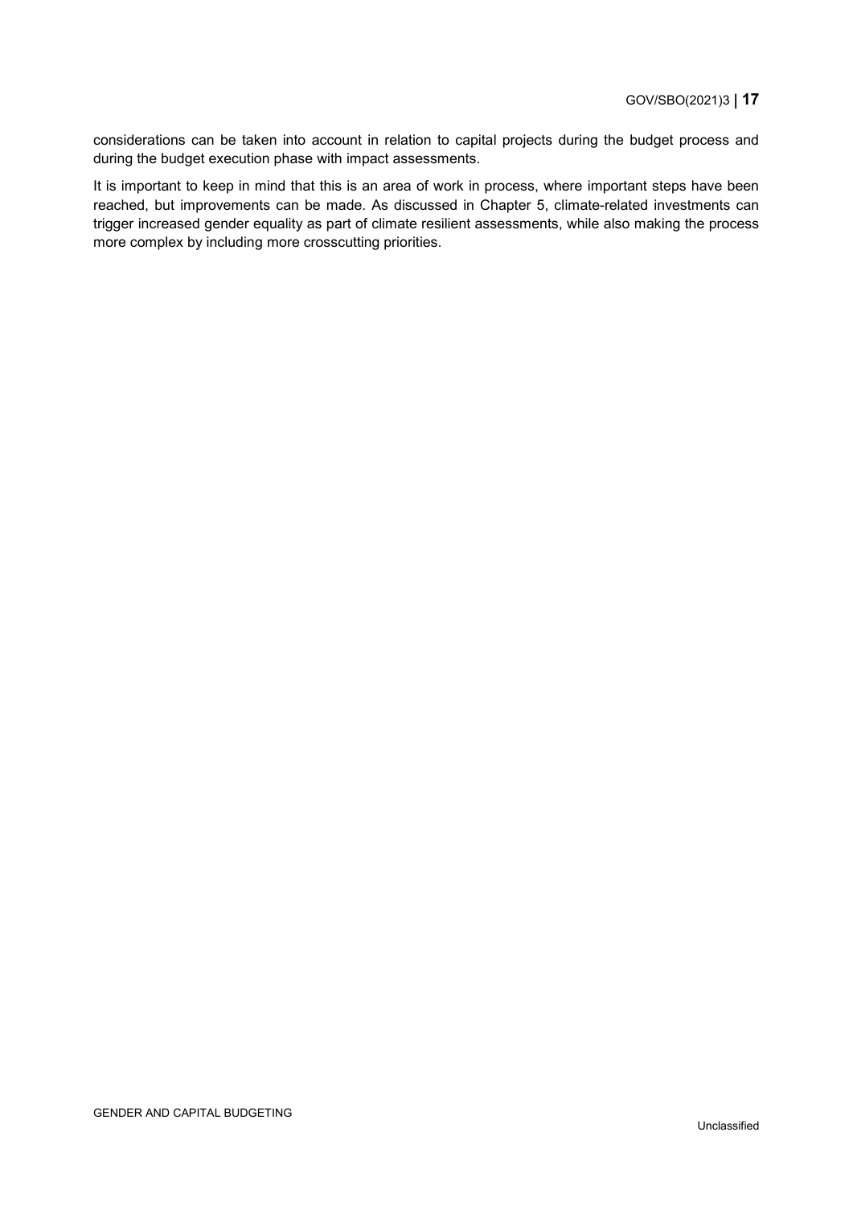considerations can be taken into account in relation to capital projects during the budget process and during the budget execution phase with impact assessments.

It is important to keep in mind that this is an area of work in process, where important steps have been reached, but improvements can be made. As discussed in Chapter 5, climate-related investments can trigger increased gender equality as part of climate resilient assessments, while also making the process more complex by including more crosscutting priorities.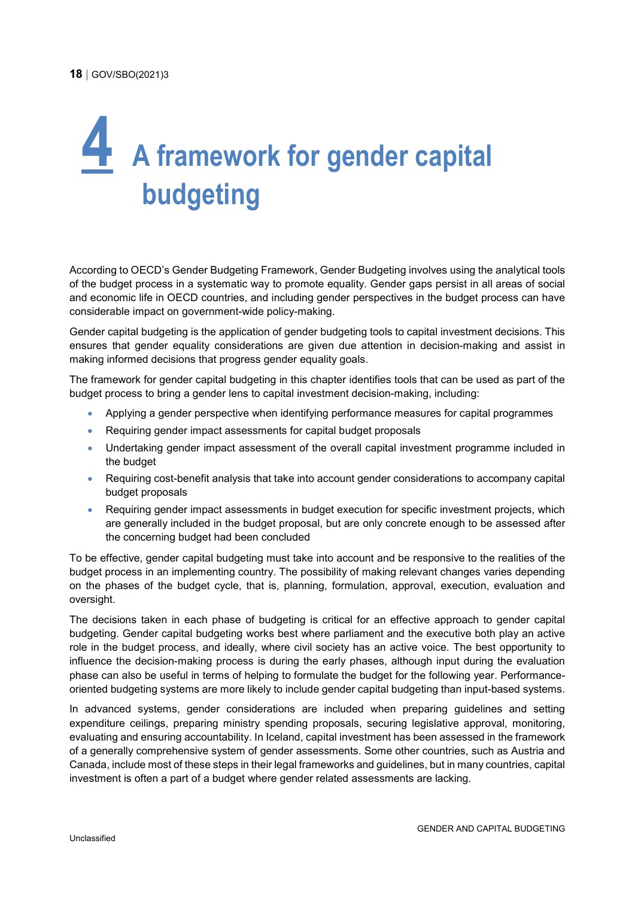# 4 A framework for gender capital budgeting

According to OECD's Gender Budgeting Framework, Gender Budgeting involves using the analytical tools of the budget process in a systematic way to promote equality. Gender gaps persist in all areas of social and economic life in OECD countries, and including gender perspectives in the budget process can have considerable impact on government-wide policy-making.

Gender capital budgeting is the application of gender budgeting tools to capital investment decisions. This ensures that gender equality considerations are given due attention in decision-making and assist in making informed decisions that progress gender equality goals.

The framework for gender capital budgeting in this chapter identifies tools that can be used as part of the budget process to bring a gender lens to capital investment decision-making, including:

- Applying a gender perspective when identifying performance measures for capital programmes
- Requiring gender impact assessments for capital budget proposals
- Undertaking gender impact assessment of the overall capital investment programme included in the budget
- Requiring cost-benefit analysis that take into account gender considerations to accompany capital budget proposals
- Requiring gender impact assessments in budget execution for specific investment projects, which are generally included in the budget proposal, but are only concrete enough to be assessed after the concerning budget had been concluded

To be effective, gender capital budgeting must take into account and be responsive to the realities of the budget process in an implementing country. The possibility of making relevant changes varies depending on the phases of the budget cycle, that is, planning, formulation, approval, execution, evaluation and oversight.

The decisions taken in each phase of budgeting is critical for an effective approach to gender capital budgeting. Gender capital budgeting works best where parliament and the executive both play an active role in the budget process, and ideally, where civil society has an active voice. The best opportunity to influence the decision-making process is during the early phases, although input during the evaluation phase can also be useful in terms of helping to formulate the budget for the following year. Performance-oriented budgeting systems are more likely to include gender capital budgeting than input-based systems.

In advanced systems, gender considerations are included when preparing guidelines and setting expenditure ceilings, preparing ministry spending proposals, securing legislative approval, monitoring, evaluating and ensuring accountability. In Iceland, capital investment has been assessed in the framework of a generally comprehensive system of gender assessments. Some other countries, such as Austria and Canada, include most of these steps in their legal frameworks and guidelines, but in many countries, capital investment is often a part of a budget where gender related assessments are lacking.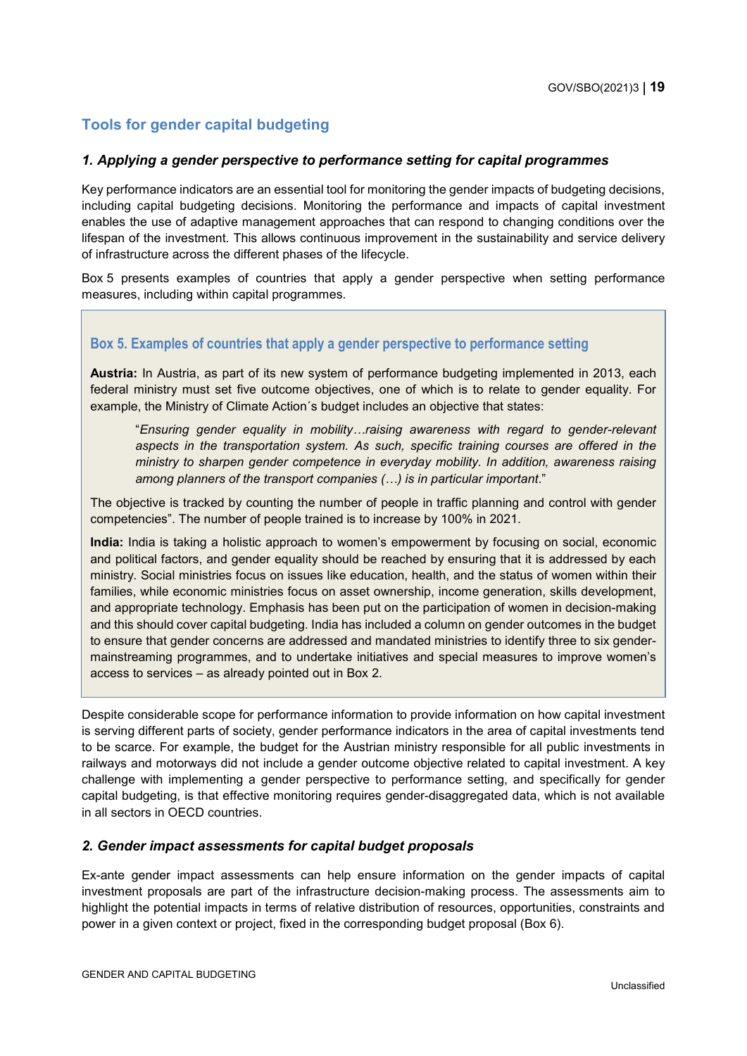## Tools for gender capital budgeting

### *1. Applying a gender perspective to performance setting for capital programmes*

Key performance indicators are an essential tool for monitoring the gender impacts of budgeting decisions, including capital budgeting decisions. Monitoring the performance and impacts of capital investment enables the use of adaptive management approaches that can respond to changing conditions over the lifespan of the investment. This allows continuous improvement in the sustainability and service delivery of infrastructure across the different phases of the lifecycle.

Box 5 presents examples of countries that apply a gender perspective when setting performance measures, including within capital programmes.

> **Box 5. Examples of countries that apply a gender perspective to performance setting**
>
> **Austria:** In Austria, as part of its new system of performance budgeting implemented in 2013, each federal ministry must set five outcome objectives, one of which is to relate to gender equality. For example, the Ministry of Climate Action´s budget includes an objective that states:
>
> > "*Ensuring gender equality in mobility…raising awareness with regard to gender-relevant aspects in the transportation system. As such, specific training courses are offered in the ministry to sharpen gender competence in everyday mobility. In addition, awareness raising among planners of the transport companies (…) is in particular important*."
>
> The objective is tracked by counting the number of people in traffic planning and control with gender competencies". The number of people trained is to increase by 100% in 2021.
>
> **India:** India is taking a holistic approach to women's empowerment by focusing on social, economic and political factors, and gender equality should be reached by ensuring that it is addressed by each ministry. Social ministries focus on issues like education, health, and the status of women within their families, while economic ministries focus on asset ownership, income generation, skills development, and appropriate technology. Emphasis has been put on the participation of women in decision-making and this should cover capital budgeting. India has included a column on gender outcomes in the budget to ensure that gender concerns are addressed and mandated ministries to identify three to six gender-mainstreaming programmes, and to undertake initiatives and special measures to improve women's access to services – as already pointed out in Box 2.

Despite considerable scope for performance information to provide information on how capital investment is serving different parts of society, gender performance indicators in the area of capital investments tend to be scarce. For example, the budget for the Austrian ministry responsible for all public investments in railways and motorways did not include a gender outcome objective related to capital investment. A key challenge with implementing a gender perspective to performance setting, and specifically for gender capital budgeting, is that effective monitoring requires gender-disaggregated data, which is not available in all sectors in OECD countries.

### *2. Gender impact assessments for capital budget proposals*

Ex-ante gender impact assessments can help ensure information on the gender impacts of capital investment proposals are part of the infrastructure decision-making process. The assessments aim to highlight the potential impacts in terms of relative distribution of resources, opportunities, constraints and power in a given context or project, fixed in the corresponding budget proposal (Box 6).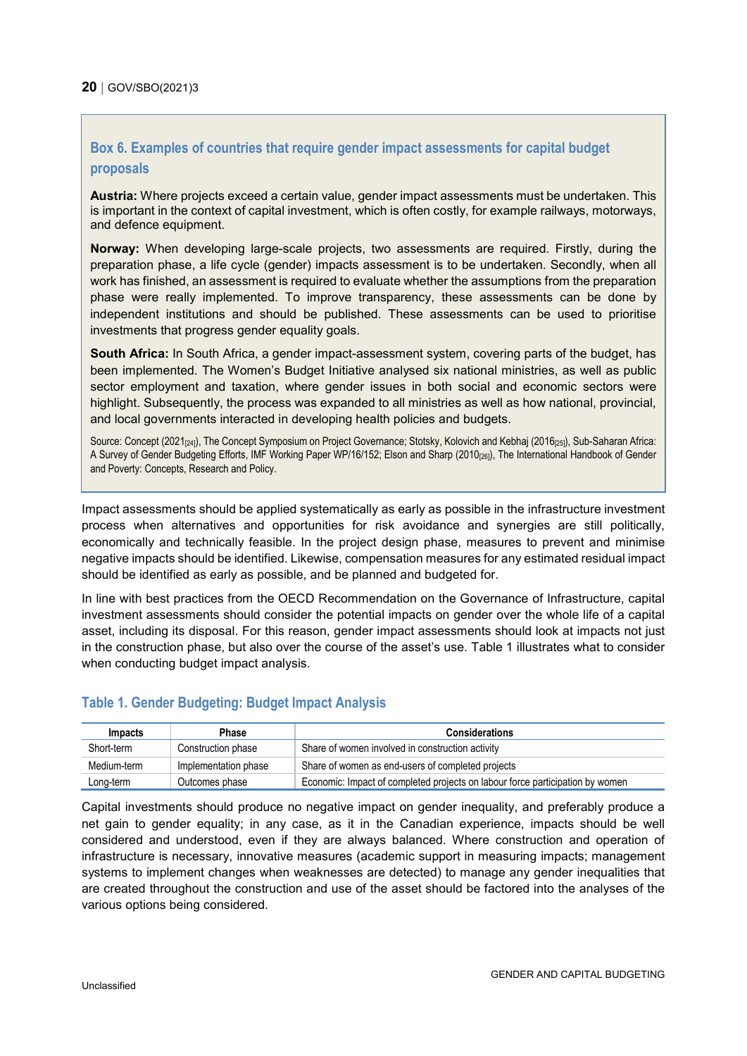### Box 6. Examples of countries that require gender impact assessments for capital budget proposals

**Austria:** Where projects exceed a certain value, gender impact assessments must be undertaken. This is important in the context of capital investment, which is often costly, for example railways, motorways, and defence equipment.

**Norway:** When developing large-scale projects, two assessments are required. Firstly, during the preparation phase, a life cycle (gender) impacts assessment is to be undertaken. Secondly, when all work has finished, an assessment is required to evaluate whether the assumptions from the preparation phase were really implemented. To improve transparency, these assessments can be done by independent institutions and should be published. These assessments can be used to prioritise investments that progress gender equality goals.

**South Africa:** In South Africa, a gender impact-assessment system, covering parts of the budget, has been implemented. The Women's Budget Initiative analysed six national ministries, as well as public sector employment and taxation, where gender issues in both social and economic sectors were highlight. Subsequently, the process was expanded to all ministries as well as how national, provincial, and local governments interacted in developing health policies and budgets.

Source: Concept (2021[24]), The Concept Symposium on Project Governance; Stotsky, Kolovich and Kebhaj (2016[25]), Sub-Saharan Africa: A Survey of Gender Budgeting Efforts, IMF Working Paper WP/16/152; Elson and Sharp (2010[26]), The International Handbook of Gender and Poverty: Concepts, Research and Policy.

Impact assessments should be applied systematically as early as possible in the infrastructure investment process when alternatives and opportunities for risk avoidance and synergies are still politically, economically and technically feasible. In the project design phase, measures to prevent and minimise negative impacts should be identified. Likewise, compensation measures for any estimated residual impact should be identified as early as possible, and be planned and budgeted for.

In line with best practices from the OECD Recommendation on the Governance of Infrastructure, capital investment assessments should consider the potential impacts on gender over the whole life of a capital asset, including its disposal. For this reason, gender impact assessments should look at impacts not just in the construction phase, but also over the course of the asset's use. Table 1 illustrates what to consider when conducting budget impact analysis.

### Table 1. Gender Budgeting: Budget Impact Analysis

| Impacts | Phase | Considerations |
|---|---|---|
| Short-term | Construction phase | Share of women involved in construction activity |
| Medium-term | Implementation phase | Share of women as end-users of completed projects |
| Long-term | Outcomes phase | Economic: Impact of completed projects on labour force participation by women |

Capital investments should produce no negative impact on gender inequality, and preferably produce a net gain to gender equality; in any case, as it in the Canadian experience, impacts should be well considered and understood, even if they are always balanced. Where construction and operation of infrastructure is necessary, innovative measures (academic support in measuring impacts; management systems to implement changes when weaknesses are detected) to manage any gender inequalities that are created throughout the construction and use of the asset should be factored into the analyses of the various options being considered.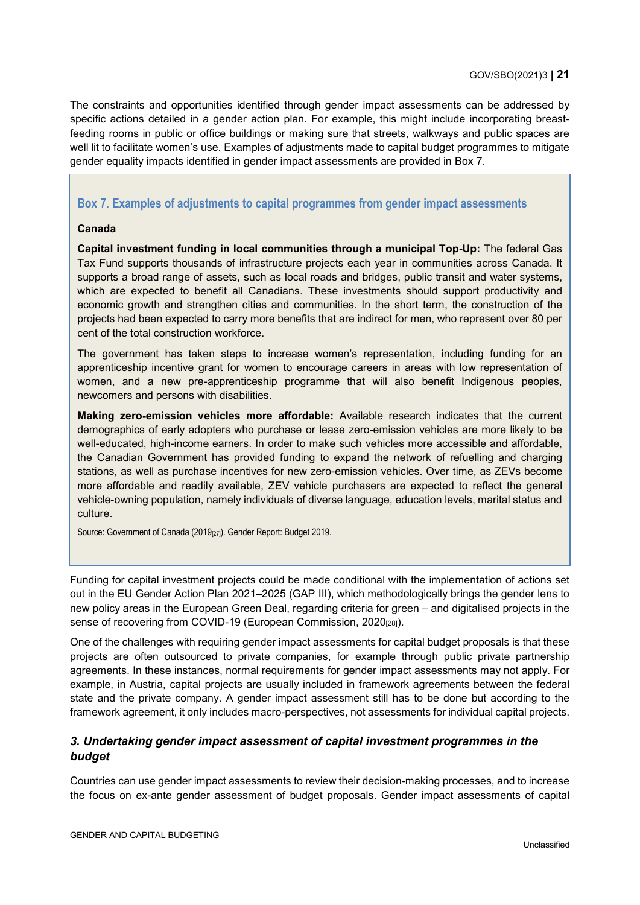The constraints and opportunities identified through gender impact assessments can be addressed by specific actions detailed in a gender action plan. For example, this might include incorporating breast-feeding rooms in public or office buildings or making sure that streets, walkways and public spaces are well lit to facilitate women's use. Examples of adjustments made to capital budget programmes to mitigate gender equality impacts identified in gender impact assessments are provided in Box 7.

### Box 7. Examples of adjustments to capital programmes from gender impact assessments

**Canada**

**Capital investment funding in local communities through a municipal Top-Up:** The federal Gas Tax Fund supports thousands of infrastructure projects each year in communities across Canada. It supports a broad range of assets, such as local roads and bridges, public transit and water systems, which are expected to benefit all Canadians. These investments should support productivity and economic growth and strengthen cities and communities. In the short term, the construction of the projects had been expected to carry more benefits that are indirect for men, who represent over 80 per cent of the total construction workforce.

The government has taken steps to increase women's representation, including funding for an apprenticeship incentive grant for women to encourage careers in areas with low representation of women, and a new pre-apprenticeship programme that will also benefit Indigenous peoples, newcomers and persons with disabilities.

**Making zero-emission vehicles more affordable:** Available research indicates that the current demographics of early adopters who purchase or lease zero-emission vehicles are more likely to be well-educated, high-income earners. In order to make such vehicles more accessible and affordable, the Canadian Government has provided funding to expand the network of refuelling and charging stations, as well as purchase incentives for new zero-emission vehicles. Over time, as ZEVs become more affordable and readily available, ZEV vehicle purchasers are expected to reflect the general vehicle-owning population, namely individuals of diverse language, education levels, marital status and culture.

Source: Government of Canada (2019[27]). Gender Report: Budget 2019.

Funding for capital investment projects could be made conditional with the implementation of actions set out in the EU Gender Action Plan 2021–2025 (GAP III), which methodologically brings the gender lens to new policy areas in the European Green Deal, regarding criteria for green – and digitalised projects in the sense of recovering from COVID-19 (European Commission, 2020[28]).

One of the challenges with requiring gender impact assessments for capital budget proposals is that these projects are often outsourced to private companies, for example through public private partnership agreements. In these instances, normal requirements for gender impact assessments may not apply. For example, in Austria, capital projects are usually included in framework agreements between the federal state and the private company. A gender impact assessment still has to be done but according to the framework agreement, it only includes macro-perspectives, not assessments for individual capital projects.

### *3. Undertaking gender impact assessment of capital investment programmes in the budget*

Countries can use gender impact assessments to review their decision-making processes, and to increase the focus on ex-ante gender assessment of budget proposals. Gender impact assessments of capital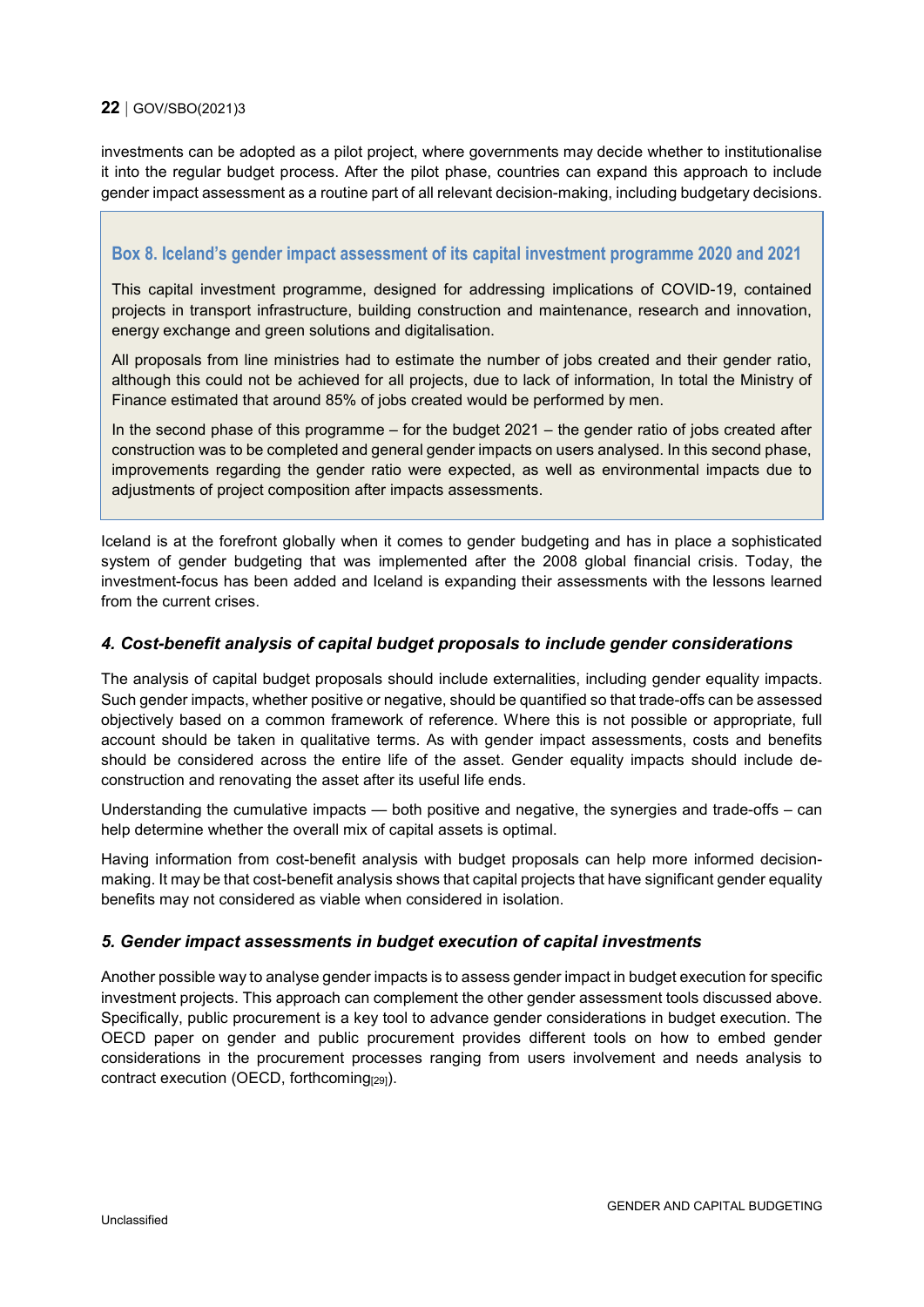investments can be adopted as a pilot project, where governments may decide whether to institutionalise it into the regular budget process. After the pilot phase, countries can expand this approach to include gender impact assessment as a routine part of all relevant decision-making, including budgetary decisions.

> **Box 8. Iceland's gender impact assessment of its capital investment programme 2020 and 2021**
>
> This capital investment programme, designed for addressing implications of COVID-19, contained projects in transport infrastructure, building construction and maintenance, research and innovation, energy exchange and green solutions and digitalisation.
>
> All proposals from line ministries had to estimate the number of jobs created and their gender ratio, although this could not be achieved for all projects, due to lack of information, In total the Ministry of Finance estimated that around 85% of jobs created would be performed by men.
>
> In the second phase of this programme – for the budget 2021 – the gender ratio of jobs created after construction was to be completed and general gender impacts on users analysed. In this second phase, improvements regarding the gender ratio were expected, as well as environmental impacts due to adjustments of project composition after impacts assessments.

Iceland is at the forefront globally when it comes to gender budgeting and has in place a sophisticated system of gender budgeting that was implemented after the 2008 global financial crisis. Today, the investment-focus has been added and Iceland is expanding their assessments with the lessons learned from the current crises.

### *4. Cost-benefit analysis of capital budget proposals to include gender considerations*

The analysis of capital budget proposals should include externalities, including gender equality impacts. Such gender impacts, whether positive or negative, should be quantified so that trade-offs can be assessed objectively based on a common framework of reference. Where this is not possible or appropriate, full account should be taken in qualitative terms. As with gender impact assessments, costs and benefits should be considered across the entire life of the asset. Gender equality impacts should include de-construction and renovating the asset after its useful life ends.

Understanding the cumulative impacts — both positive and negative, the synergies and trade-offs – can help determine whether the overall mix of capital assets is optimal.

Having information from cost-benefit analysis with budget proposals can help more informed decision-making. It may be that cost-benefit analysis shows that capital projects that have significant gender equality benefits may not considered as viable when considered in isolation.

### *5. Gender impact assessments in budget execution of capital investments*

Another possible way to analyse gender impacts is to assess gender impact in budget execution for specific investment projects. This approach can complement the other gender assessment tools discussed above. Specifically, public procurement is a key tool to advance gender considerations in budget execution. The OECD paper on gender and public procurement provides different tools on how to embed gender considerations in the procurement processes ranging from users involvement and needs analysis to contract execution (OECD, forthcoming[29]).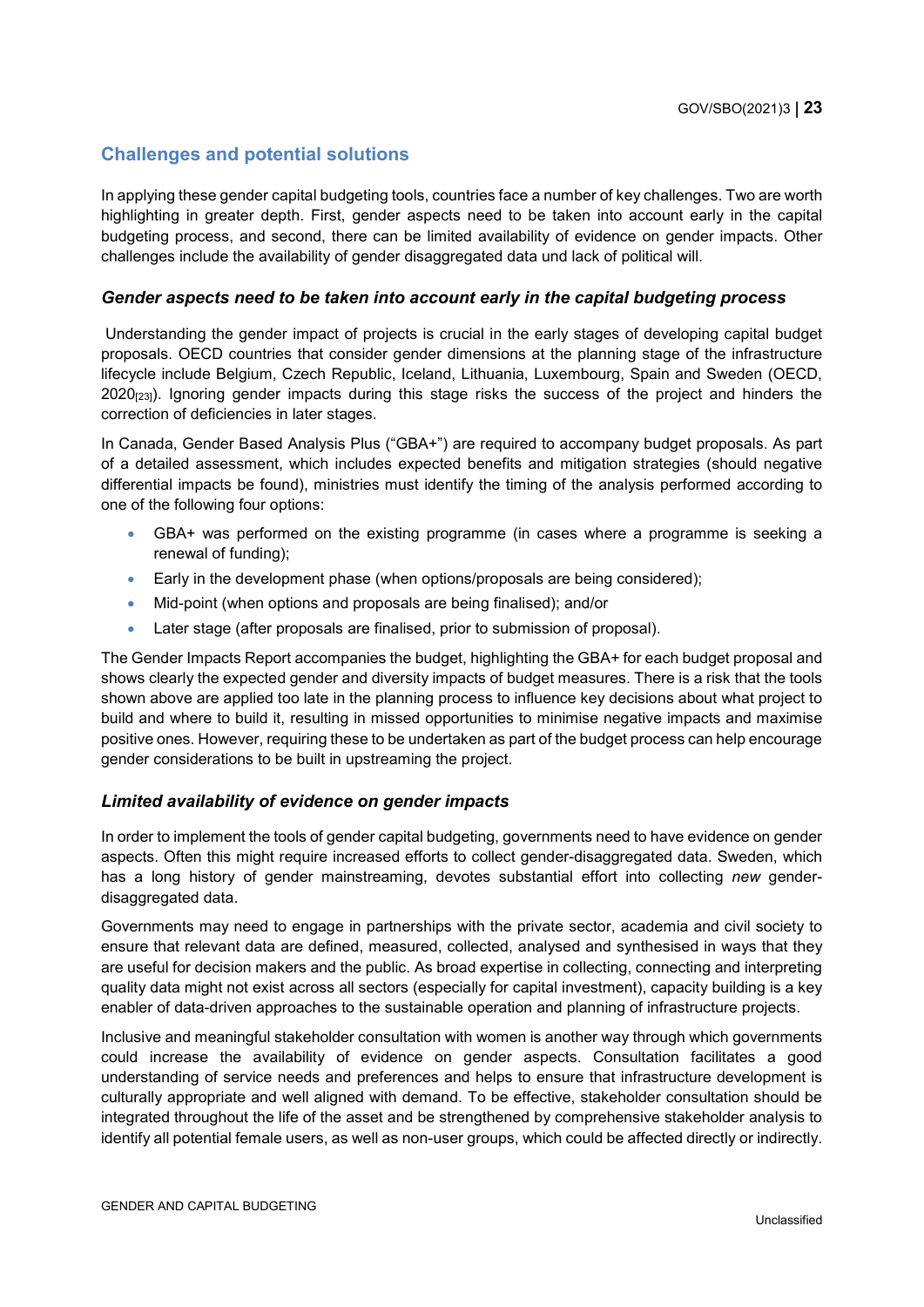## Challenges and potential solutions

In applying these gender capital budgeting tools, countries face a number of key challenges. Two are worth highlighting in greater depth. First, gender aspects need to be taken into account early in the capital budgeting process, and second, there can be limited availability of evidence on gender impacts. Other challenges include the availability of gender disaggregated data und lack of political will.

### *Gender aspects need to be taken into account early in the capital budgeting process*

Understanding the gender impact of projects is crucial in the early stages of developing capital budget proposals. OECD countries that consider gender dimensions at the planning stage of the infrastructure lifecycle include Belgium, Czech Republic, Iceland, Lithuania, Luxembourg, Spain and Sweden (OECD, 2020[23]). Ignoring gender impacts during this stage risks the success of the project and hinders the correction of deficiencies in later stages.

In Canada, Gender Based Analysis Plus ("GBA+") are required to accompany budget proposals. As part of a detailed assessment, which includes expected benefits and mitigation strategies (should negative differential impacts be found), ministries must identify the timing of the analysis performed according to one of the following four options:

- GBA+ was performed on the existing programme (in cases where a programme is seeking a renewal of funding);
- Early in the development phase (when options/proposals are being considered);
- Mid-point (when options and proposals are being finalised); and/or
- Later stage (after proposals are finalised, prior to submission of proposal).

The Gender Impacts Report accompanies the budget, highlighting the GBA+ for each budget proposal and shows clearly the expected gender and diversity impacts of budget measures. There is a risk that the tools shown above are applied too late in the planning process to influence key decisions about what project to build and where to build it, resulting in missed opportunities to minimise negative impacts and maximise positive ones. However, requiring these to be undertaken as part of the budget process can help encourage gender considerations to be built in upstreaming the project.

### *Limited availability of evidence on gender impacts*

In order to implement the tools of gender capital budgeting, governments need to have evidence on gender aspects. Often this might require increased efforts to collect gender-disaggregated data. Sweden, which has a long history of gender mainstreaming, devotes substantial effort into collecting *new* gender-disaggregated data.

Governments may need to engage in partnerships with the private sector, academia and civil society to ensure that relevant data are defined, measured, collected, analysed and synthesised in ways that they are useful for decision makers and the public. As broad expertise in collecting, connecting and interpreting quality data might not exist across all sectors (especially for capital investment), capacity building is a key enabler of data-driven approaches to the sustainable operation and planning of infrastructure projects.

Inclusive and meaningful stakeholder consultation with women is another way through which governments could increase the availability of evidence on gender aspects. Consultation facilitates a good understanding of service needs and preferences and helps to ensure that infrastructure development is culturally appropriate and well aligned with demand. To be effective, stakeholder consultation should be integrated throughout the life of the asset and be strengthened by comprehensive stakeholder analysis to identify all potential female users, as well as non-user groups, which could be affected directly or indirectly.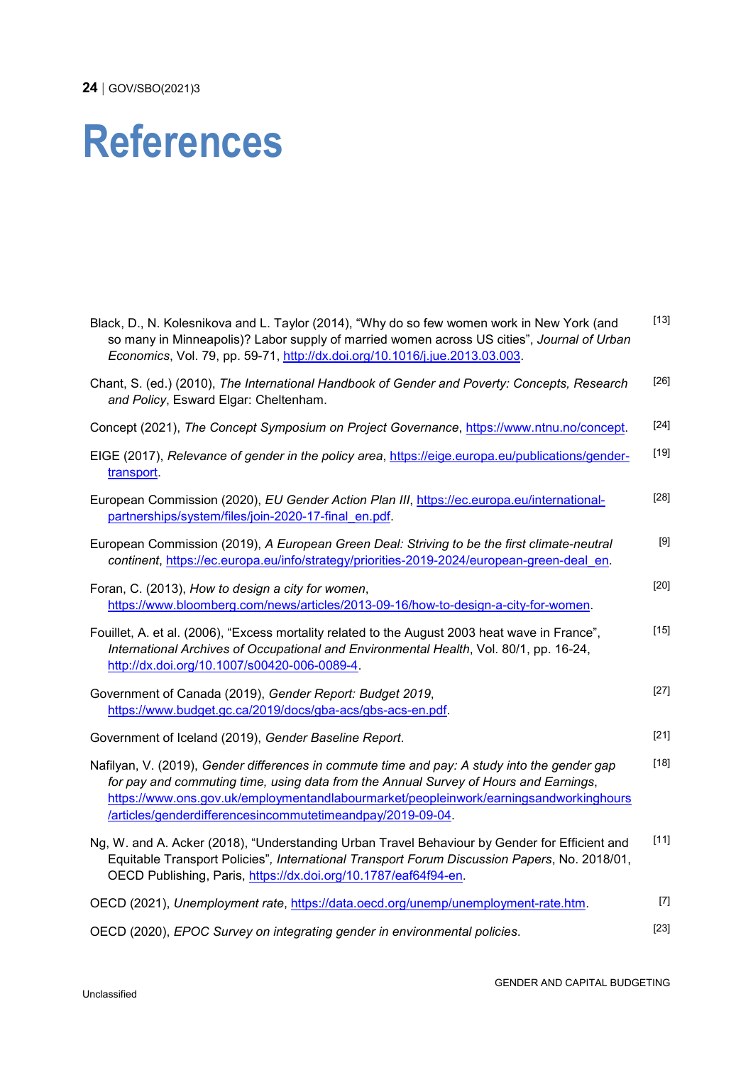# References

Black, D., N. Kolesnikova and L. Taylor (2014), "Why do so few women work in New York (and so many in Minneapolis)? Labor supply of married women across US cities", *Journal of Urban Economics*, Vol. 79, pp. 59-71, http://dx.doi.org/10.1016/j.jue.2013.03.003. [13]

Chant, S. (ed.) (2010), *The International Handbook of Gender and Poverty: Concepts, Research and Policy*, Esward Elgar: Cheltenham. [26]

Concept (2021), *The Concept Symposium on Project Governance*, https://www.ntnu.no/concept. [24]

EIGE (2017), *Relevance of gender in the policy area*, https://eige.europa.eu/publications/gender-transport. [19]

European Commission (2020), *EU Gender Action Plan III*, https://ec.europa.eu/international-partnerships/system/files/join-2020-17-final_en.pdf. [28]

European Commission (2019), *A European Green Deal: Striving to be the first climate-neutral continent*, https://ec.europa.eu/info/strategy/priorities-2019-2024/european-green-deal_en. [9]

Foran, C. (2013), *How to design a city for women*, https://www.bloomberg.com/news/articles/2013-09-16/how-to-design-a-city-for-women. [20]

Fouillet, A. et al. (2006), "Excess mortality related to the August 2003 heat wave in France", *International Archives of Occupational and Environmental Health*, Vol. 80/1, pp. 16-24, http://dx.doi.org/10.1007/s00420-006-0089-4. [15]

Government of Canada (2019), *Gender Report: Budget 2019*, https://www.budget.gc.ca/2019/docs/gba-acs/gbs-acs-en.pdf. [27]

Government of Iceland (2019), *Gender Baseline Report*. [21]

Nafilyan, V. (2019), *Gender differences in commute time and pay: A study into the gender gap for pay and commuting time, using data from the Annual Survey of Hours and Earnings*, https://www.ons.gov.uk/employmentandlabourmarket/peopleinwork/earningsandworkinghours/articles/genderdifferencesincommutetimeandpay/2019-09-04. [18]

Ng, W. and A. Acker (2018), "Understanding Urban Travel Behaviour by Gender for Efficient and Equitable Transport Policies", *International Transport Forum Discussion Papers*, No. 2018/01, OECD Publishing, Paris, https://dx.doi.org/10.1787/eaf64f94-en. [11]

OECD (2021), *Unemployment rate*, https://data.oecd.org/unemp/unemployment-rate.htm. [7]

OECD (2020), *EPOC Survey on integrating gender in environmental policies*. [23]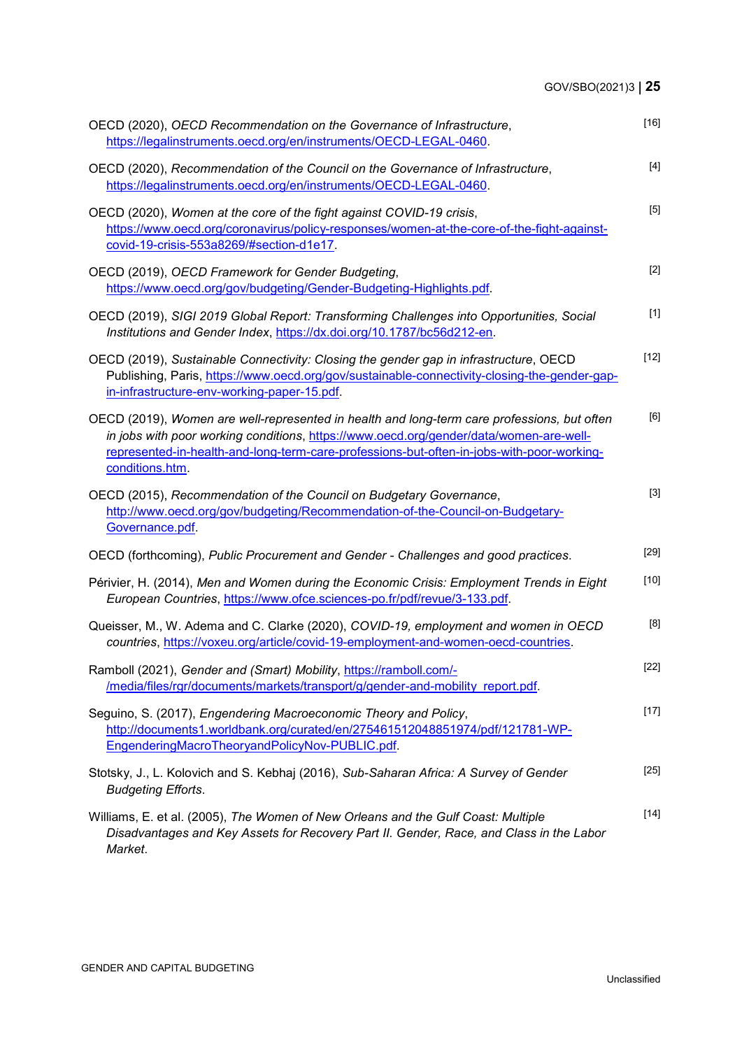OECD (2020), *OECD Recommendation on the Governance of Infrastructure*, https://legalinstruments.oecd.org/en/instruments/OECD-LEGAL-0460. [16]

OECD (2020), *Recommendation of the Council on the Governance of Infrastructure*, https://legalinstruments.oecd.org/en/instruments/OECD-LEGAL-0460. [4]

OECD (2020), *Women at the core of the fight against COVID-19 crisis*, https://www.oecd.org/coronavirus/policy-responses/women-at-the-core-of-the-fight-against-covid-19-crisis-553a8269/#section-d1e17. [5]

OECD (2019), *OECD Framework for Gender Budgeting*, https://www.oecd.org/gov/budgeting/Gender-Budgeting-Highlights.pdf. [2]

OECD (2019), *SIGI 2019 Global Report: Transforming Challenges into Opportunities, Social Institutions and Gender Index*, https://dx.doi.org/10.1787/bc56d212-en. [1]

OECD (2019), *Sustainable Connectivity: Closing the gender gap in infrastructure*, OECD Publishing, Paris, https://www.oecd.org/gov/sustainable-connectivity-closing-the-gender-gap-in-infrastructure-env-working-paper-15.pdf. [12]

OECD (2019), *Women are well-represented in health and long-term care professions, but often in jobs with poor working conditions*, https://www.oecd.org/gender/data/women-are-well-represented-in-health-and-long-term-care-professions-but-often-in-jobs-with-poor-working-conditions.htm. [6]

OECD (2015), *Recommendation of the Council on Budgetary Governance*, http://www.oecd.org/gov/budgeting/Recommendation-of-the-Council-on-Budgetary-Governance.pdf. [3]

OECD (forthcoming), *Public Procurement and Gender - Challenges and good practices*. [29]

Périvier, H. (2014), *Men and Women during the Economic Crisis: Employment Trends in Eight European Countries*, https://www.ofce.sciences-po.fr/pdf/revue/3-133.pdf. [10]

Queisser, M., W. Adema and C. Clarke (2020), *COVID-19, employment and women in OECD countries*, https://voxeu.org/article/covid-19-employment-and-women-oecd-countries. [8]

Ramboll (2021), *Gender and (Smart) Mobility*, https://ramboll.com/-/media/files/rgr/documents/markets/transport/g/gender-and-mobility_report.pdf. [22]

Seguino, S. (2017), *Engendering Macroeconomic Theory and Policy*, http://documents1.worldbank.org/curated/en/275461512048851974/pdf/121781-WP-EngenderingMacroTheoryandPolicyNov-PUBLIC.pdf. [17]

Stotsky, J., L. Kolovich and S. Kebhaj (2016), *Sub-Saharan Africa: A Survey of Gender Budgeting Efforts*. [25]

Williams, E. et al. (2005), *The Women of New Orleans and the Gulf Coast: Multiple Disadvantages and Key Assets for Recovery Part II. Gender, Race, and Class in the Labor Market*. [14]